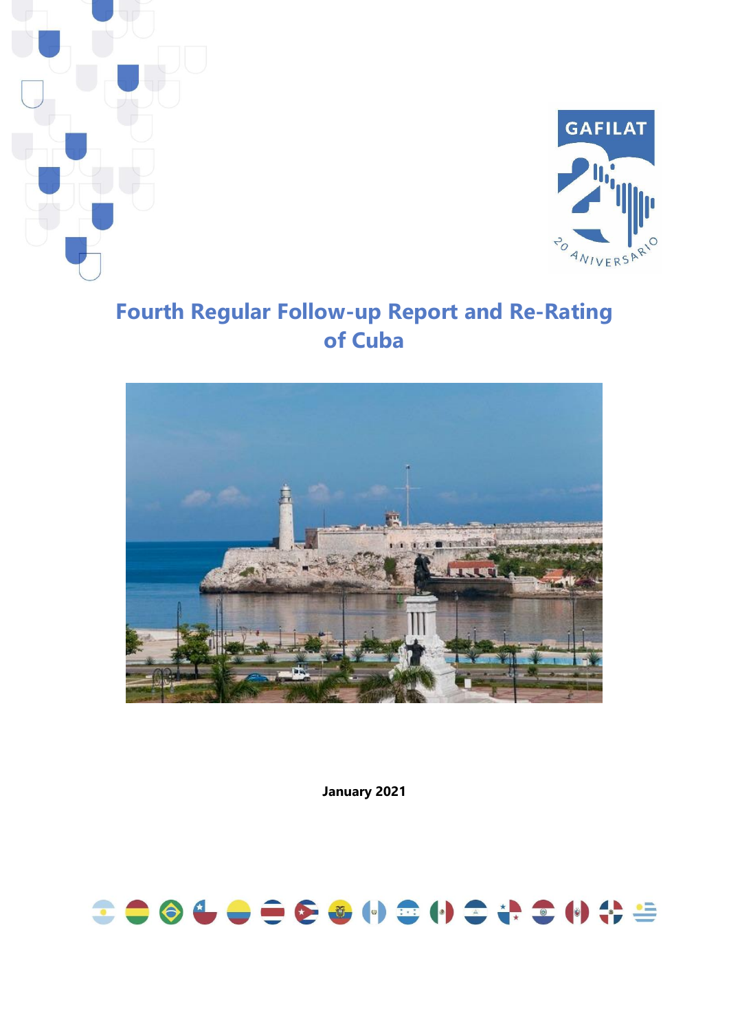GAFILAT

20 ANIVERSARIO

# Fourth Regular Follow-up Report and Re-Rating of Cuba

**January 2021**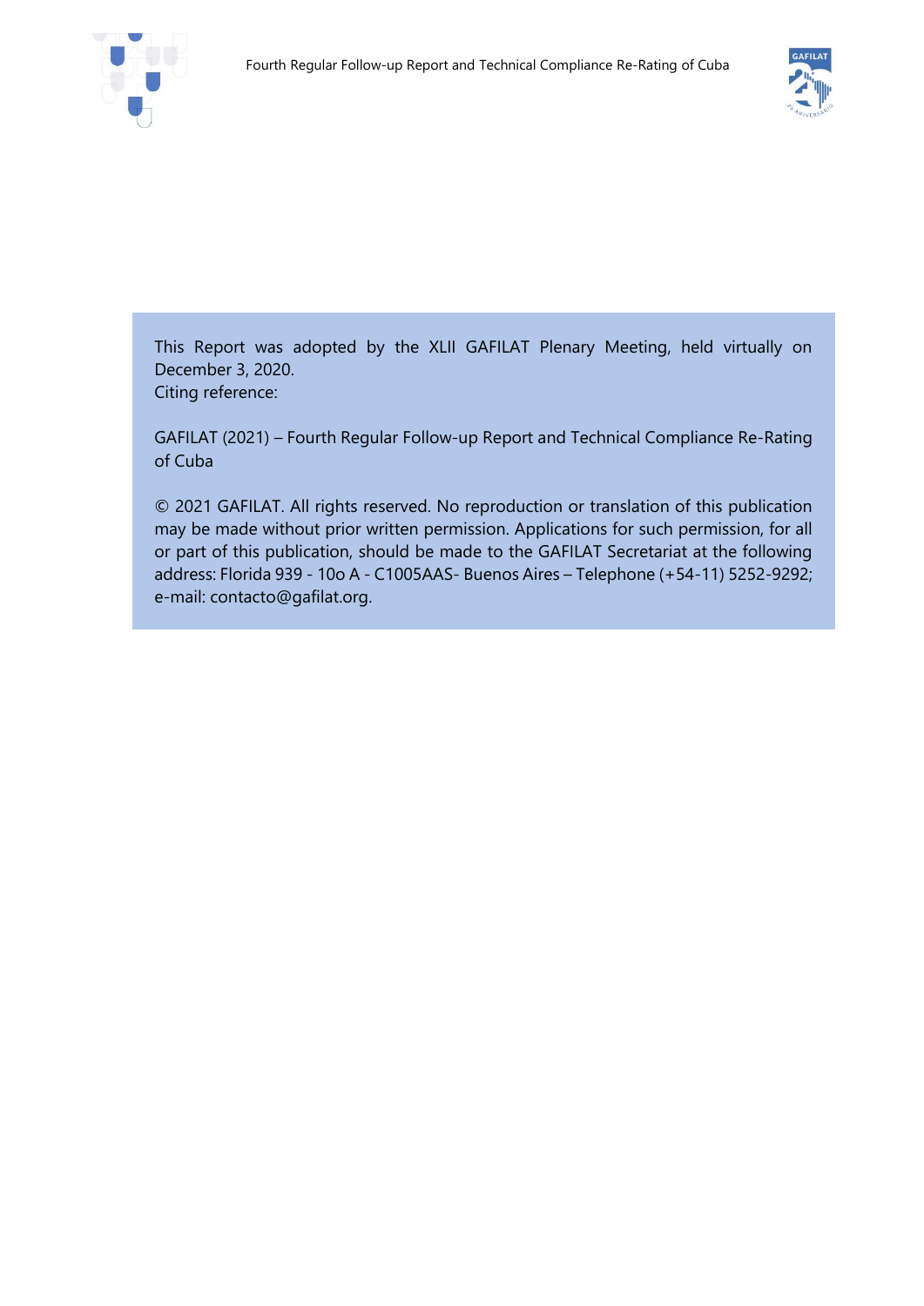This Report was adopted by the XLII GAFILAT Plenary Meeting, held virtually on December 3, 2020.
Citing reference:

GAFILAT (2021) – Fourth Regular Follow-up Report and Technical Compliance Re-Rating of Cuba

© 2021 GAFILAT. All rights reserved. No reproduction or translation of this publication may be made without prior written permission. Applications for such permission, for all or part of this publication, should be made to the GAFILAT Secretariat at the following address: Florida 939 - 10o A - C1005AAS- Buenos Aires – Telephone (+54-11) 5252-9292; e-mail: contacto@gafilat.org.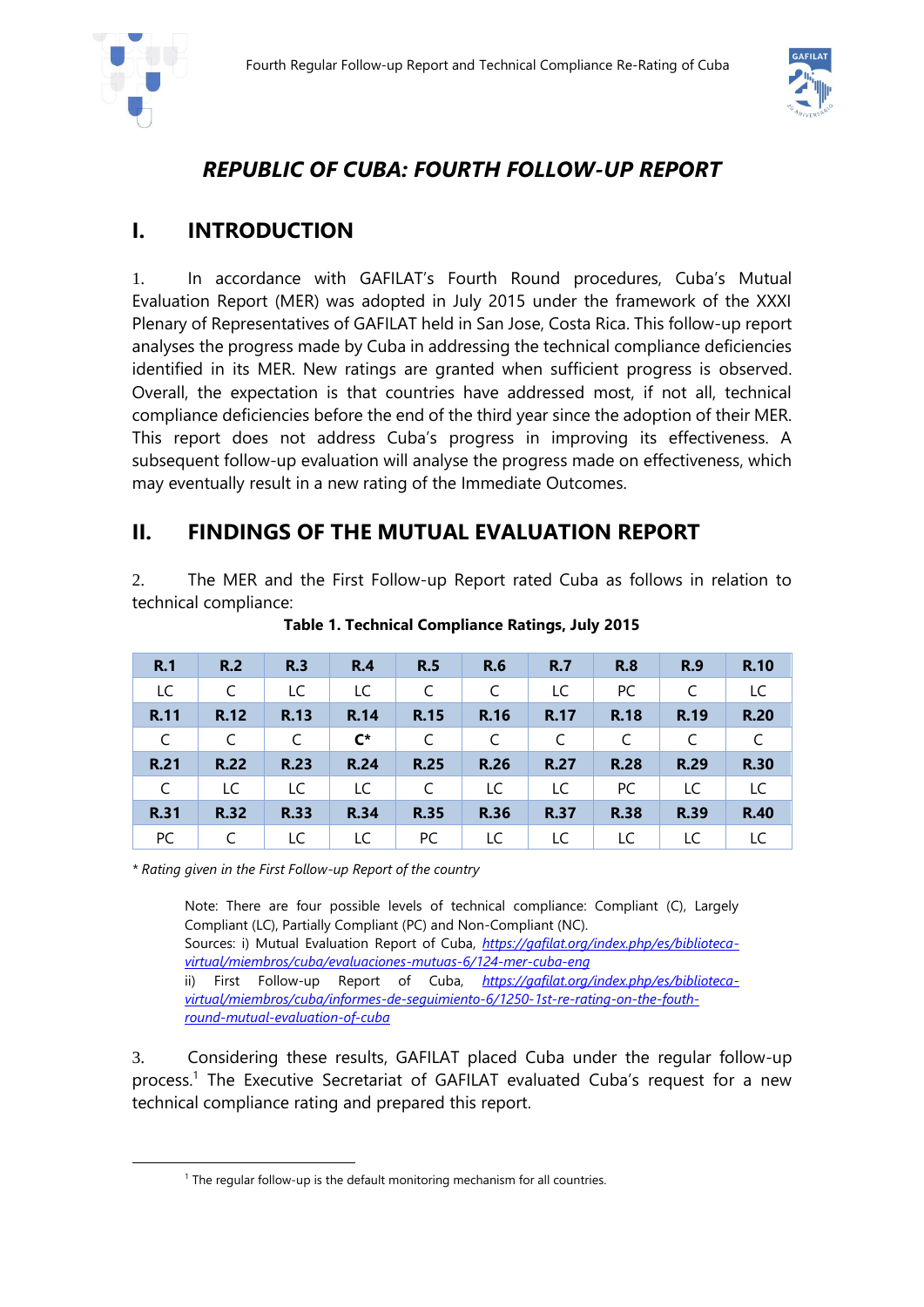# *REPUBLIC OF CUBA: FOURTH FOLLOW-UP REPORT*

## I. INTRODUCTION

1. In accordance with GAFILAT's Fourth Round procedures, Cuba's Mutual Evaluation Report (MER) was adopted in July 2015 under the framework of the XXXI Plenary of Representatives of GAFILAT held in San Jose, Costa Rica. This follow-up report analyses the progress made by Cuba in addressing the technical compliance deficiencies identified in its MER. New ratings are granted when sufficient progress is observed. Overall, the expectation is that countries have addressed most, if not all, technical compliance deficiencies before the end of the third year since the adoption of their MER. This report does not address Cuba's progress in improving its effectiveness. A subsequent follow-up evaluation will analyse the progress made on effectiveness, which may eventually result in a new rating of the Immediate Outcomes.

## II. FINDINGS OF THE MUTUAL EVALUATION REPORT

2. The MER and the First Follow-up Report rated Cuba as follows in relation to technical compliance:

**Table 1. Technical Compliance Ratings, July 2015**

| R.1 | R.2 | R.3 | R.4 | R.5 | R.6 | R.7 | R.8 | R.9 | R.10 |
|---|---|---|---|---|---|---|---|---|---|
| LC | C | LC | LC | C | C | LC | PC | C | LC |
| **R.11** | **R.12** | **R.13** | **R.14** | **R.15** | **R.16** | **R.17** | **R.18** | **R.19** | **R.20** |
| C | C | C | **C*** | C | C | C | C | C | C |
| **R.21** | **R.22** | **R.23** | **R.24** | **R.25** | **R.26** | **R.27** | **R.28** | **R.29** | **R.30** |
| C | LC | LC | LC | C | LC | LC | PC | LC | LC |
| **R.31** | **R.32** | **R.33** | **R.34** | **R.35** | **R.36** | **R.37** | **R.38** | **R.39** | **R.40** |
| PC | C | LC | LC | PC | LC | LC | LC | LC | LC |

*\* Rating given in the First Follow-up Report of the country*

Note: There are four possible levels of technical compliance: Compliant (C), Largely Compliant (LC), Partially Compliant (PC) and Non-Compliant (NC).
Sources: i) Mutual Evaluation Report of Cuba, https://gafilat.org/index.php/es/biblioteca-virtual/miembros/cuba/evaluaciones-mutuas-6/124-mer-cuba-eng
ii) First Follow-up Report of Cuba, https://gafilat.org/index.php/es/biblioteca-virtual/miembros/cuba/informes-de-seguimiento-6/1250-1st-re-rating-on-the-fouth-round-mutual-evaluation-of-cuba

3. Considering these results, GAFILAT placed Cuba under the regular follow-up process.[1] The Executive Secretariat of GAFILAT evaluated Cuba's request for a new technical compliance rating and prepared this report.

[1] The regular follow-up is the default monitoring mechanism for all countries.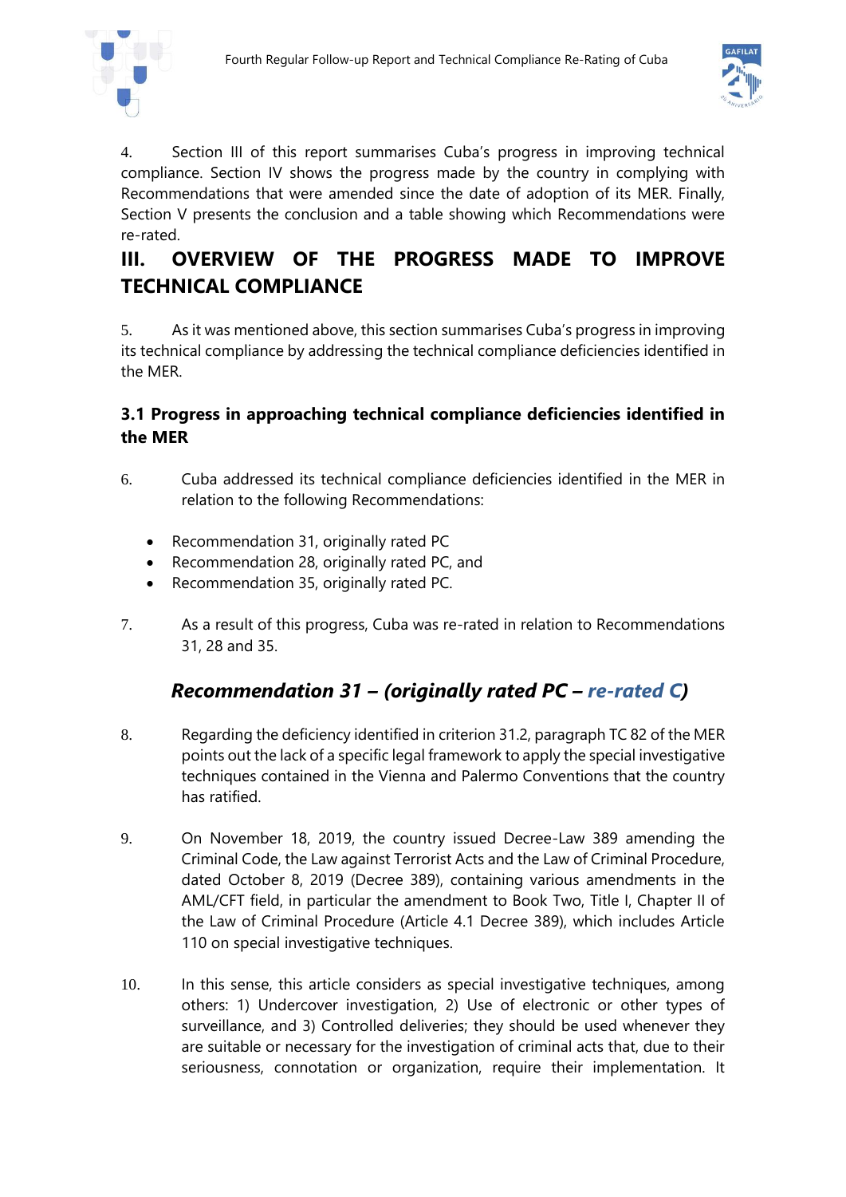4. Section III of this report summarises Cuba's progress in improving technical compliance. Section IV shows the progress made by the country in complying with Recommendations that were amended since the date of adoption of its MER. Finally, Section V presents the conclusion and a table showing which Recommendations were re-rated.

# III. OVERVIEW OF THE PROGRESS MADE TO IMPROVE TECHNICAL COMPLIANCE

5. As it was mentioned above, this section summarises Cuba's progress in improving its technical compliance by addressing the technical compliance deficiencies identified in the MER.

## 3.1 Progress in approaching technical compliance deficiencies identified in the MER

6. Cuba addressed its technical compliance deficiencies identified in the MER in relation to the following Recommendations:

- Recommendation 31, originally rated PC
- Recommendation 28, originally rated PC, and
- Recommendation 35, originally rated PC.

7. As a result of this progress, Cuba was re-rated in relation to Recommendations 31, 28 and 35.

### *Recommendation 31 – (originally rated PC – re-rated C)*

8. Regarding the deficiency identified in criterion 31.2, paragraph TC 82 of the MER points out the lack of a specific legal framework to apply the special investigative techniques contained in the Vienna and Palermo Conventions that the country has ratified.

9. On November 18, 2019, the country issued Decree-Law 389 amending the Criminal Code, the Law against Terrorist Acts and the Law of Criminal Procedure, dated October 8, 2019 (Decree 389), containing various amendments in the AML/CFT field, in particular the amendment to Book Two, Title I, Chapter II of the Law of Criminal Procedure (Article 4.1 Decree 389), which includes Article 110 on special investigative techniques.

10. In this sense, this article considers as special investigative techniques, among others: 1) Undercover investigation, 2) Use of electronic or other types of surveillance, and 3) Controlled deliveries; they should be used whenever they are suitable or necessary for the investigation of criminal acts that, due to their seriousness, connotation or organization, require their implementation. It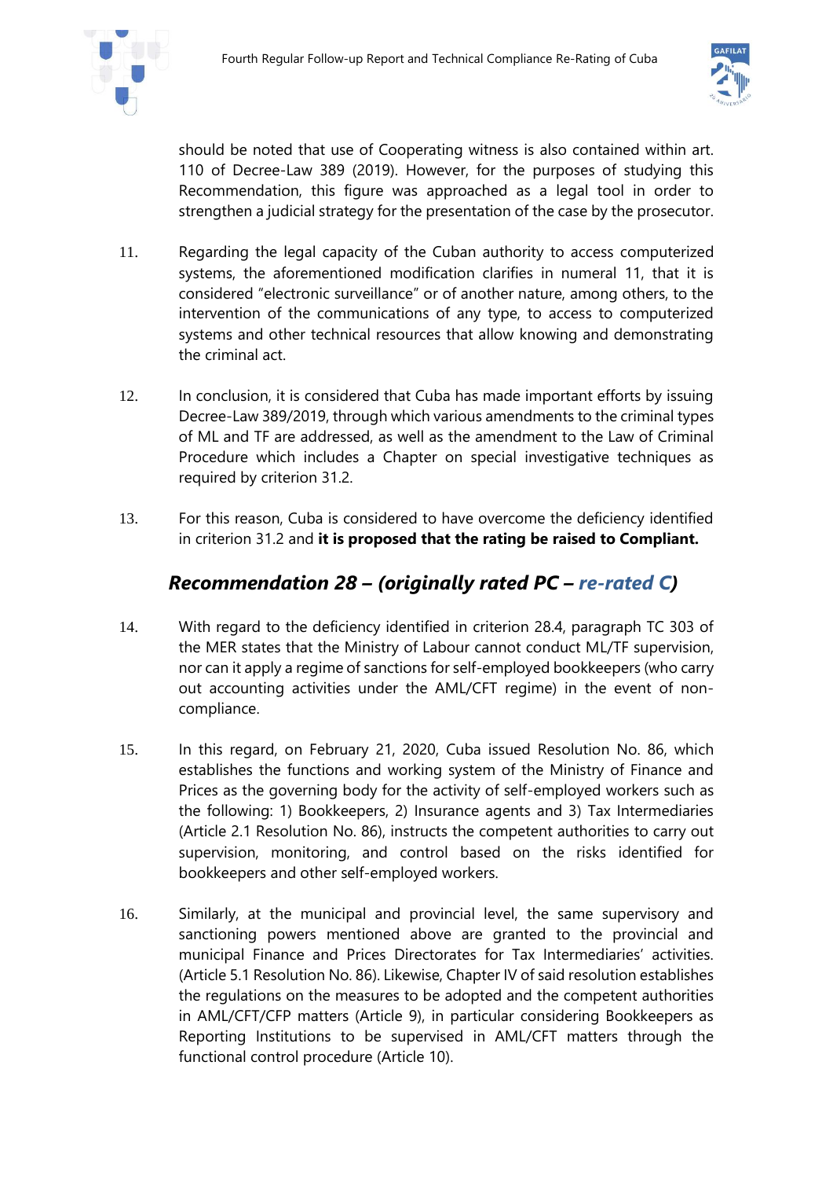should be noted that use of Cooperating witness is also contained within art. 110 of Decree-Law 389 (2019). However, for the purposes of studying this Recommendation, this figure was approached as a legal tool in order to strengthen a judicial strategy for the presentation of the case by the prosecutor.

11. Regarding the legal capacity of the Cuban authority to access computerized systems, the aforementioned modification clarifies in numeral 11, that it is considered "electronic surveillance" or of another nature, among others, to the intervention of the communications of any type, to access to computerized systems and other technical resources that allow knowing and demonstrating the criminal act.

12. In conclusion, it is considered that Cuba has made important efforts by issuing Decree-Law 389/2019, through which various amendments to the criminal types of ML and TF are addressed, as well as the amendment to the Law of Criminal Procedure which includes a Chapter on special investigative techniques as required by criterion 31.2.

13. For this reason, Cuba is considered to have overcome the deficiency identified in criterion 31.2 and **it is proposed that the rating be raised to Compliant.**

## *Recommendation 28 – (originally rated PC – re-rated C)*

14. With regard to the deficiency identified in criterion 28.4, paragraph TC 303 of the MER states that the Ministry of Labour cannot conduct ML/TF supervision, nor can it apply a regime of sanctions for self-employed bookkeepers (who carry out accounting activities under the AML/CFT regime) in the event of non-compliance.

15. In this regard, on February 21, 2020, Cuba issued Resolution No. 86, which establishes the functions and working system of the Ministry of Finance and Prices as the governing body for the activity of self-employed workers such as the following: 1) Bookkeepers, 2) Insurance agents and 3) Tax Intermediaries (Article 2.1 Resolution No. 86), instructs the competent authorities to carry out supervision, monitoring, and control based on the risks identified for bookkeepers and other self-employed workers.

16. Similarly, at the municipal and provincial level, the same supervisory and sanctioning powers mentioned above are granted to the provincial and municipal Finance and Prices Directorates for Tax Intermediaries' activities. (Article 5.1 Resolution No. 86). Likewise, Chapter IV of said resolution establishes the regulations on the measures to be adopted and the competent authorities in AML/CFT/CFP matters (Article 9), in particular considering Bookkeepers as Reporting Institutions to be supervised in AML/CFT matters through the functional control procedure (Article 10).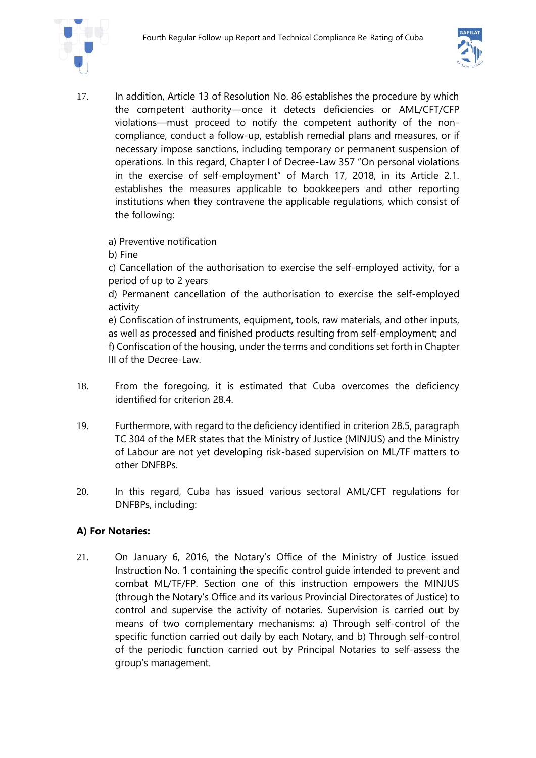17. In addition, Article 13 of Resolution No. 86 establishes the procedure by which the competent authority—once it detects deficiencies or AML/CFT/CFP violations—must proceed to notify the competent authority of the non-compliance, conduct a follow-up, establish remedial plans and measures, or if necessary impose sanctions, including temporary or permanent suspension of operations. In this regard, Chapter I of Decree-Law 357 "On personal violations in the exercise of self-employment" of March 17, 2018, in its Article 2.1. establishes the measures applicable to bookkeepers and other reporting institutions when they contravene the applicable regulations, which consist of the following:

a) Preventive notification
b) Fine
c) Cancellation of the authorisation to exercise the self-employed activity, for a period of up to 2 years
d) Permanent cancellation of the authorisation to exercise the self-employed activity
e) Confiscation of instruments, equipment, tools, raw materials, and other inputs, as well as processed and finished products resulting from self-employment; and
f) Confiscation of the housing, under the terms and conditions set forth in Chapter III of the Decree-Law.

18. From the foregoing, it is estimated that Cuba overcomes the deficiency identified for criterion 28.4.

19. Furthermore, with regard to the deficiency identified in criterion 28.5, paragraph TC 304 of the MER states that the Ministry of Justice (MINJUS) and the Ministry of Labour are not yet developing risk-based supervision on ML/TF matters to other DNFBPs.

20. In this regard, Cuba has issued various sectoral AML/CFT regulations for DNFBPs, including:

**A) For Notaries:**

21. On January 6, 2016, the Notary's Office of the Ministry of Justice issued Instruction No. 1 containing the specific control guide intended to prevent and combat ML/TF/FP. Section one of this instruction empowers the MINJUS (through the Notary's Office and its various Provincial Directorates of Justice) to control and supervise the activity of notaries. Supervision is carried out by means of two complementary mechanisms: a) Through self-control of the specific function carried out daily by each Notary, and b) Through self-control of the periodic function carried out by Principal Notaries to self-assess the group's management.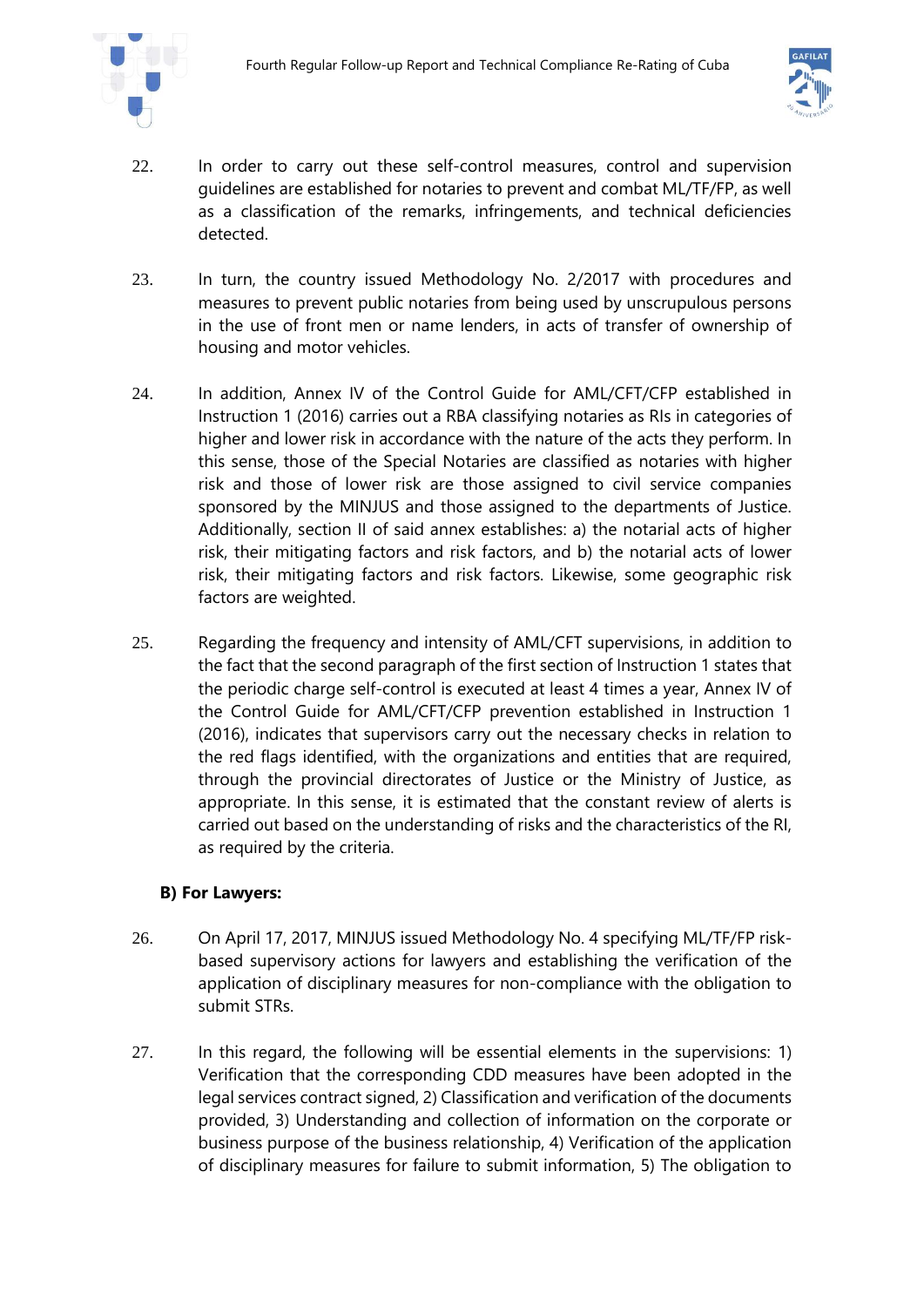22. In order to carry out these self-control measures, control and supervision guidelines are established for notaries to prevent and combat ML/TF/FP, as well as a classification of the remarks, infringements, and technical deficiencies detected.

23. In turn, the country issued Methodology No. 2/2017 with procedures and measures to prevent public notaries from being used by unscrupulous persons in the use of front men or name lenders, in acts of transfer of ownership of housing and motor vehicles.

24. In addition, Annex IV of the Control Guide for AML/CFT/CFP established in Instruction 1 (2016) carries out a RBA classifying notaries as RIs in categories of higher and lower risk in accordance with the nature of the acts they perform. In this sense, those of the Special Notaries are classified as notaries with higher risk and those of lower risk are those assigned to civil service companies sponsored by the MINJUS and those assigned to the departments of Justice. Additionally, section II of said annex establishes: a) the notarial acts of higher risk, their mitigating factors and risk factors, and b) the notarial acts of lower risk, their mitigating factors and risk factors. Likewise, some geographic risk factors are weighted.

25. Regarding the frequency and intensity of AML/CFT supervisions, in addition to the fact that the second paragraph of the first section of Instruction 1 states that the periodic charge self-control is executed at least 4 times a year, Annex IV of the Control Guide for AML/CFT/CFP prevention established in Instruction 1 (2016), indicates that supervisors carry out the necessary checks in relation to the red flags identified, with the organizations and entities that are required, through the provincial directorates of Justice or the Ministry of Justice, as appropriate. In this sense, it is estimated that the constant review of alerts is carried out based on the understanding of risks and the characteristics of the RI, as required by the criteria.

**B) For Lawyers:**

26. On April 17, 2017, MINJUS issued Methodology No. 4 specifying ML/TF/FP risk-based supervisory actions for lawyers and establishing the verification of the application of disciplinary measures for non-compliance with the obligation to submit STRs.

27. In this regard, the following will be essential elements in the supervisions: 1) Verification that the corresponding CDD measures have been adopted in the legal services contract signed, 2) Classification and verification of the documents provided, 3) Understanding and collection of information on the corporate or business purpose of the business relationship, 4) Verification of the application of disciplinary measures for failure to submit information, 5) The obligation to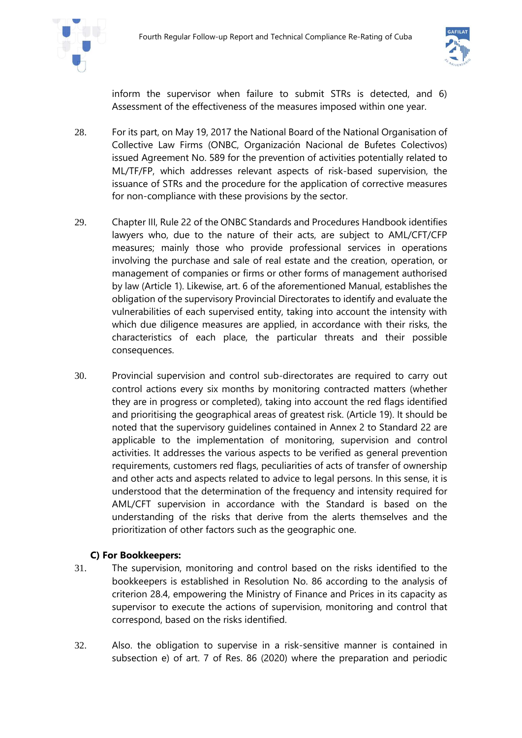inform the supervisor when failure to submit STRs is detected, and 6) Assessment of the effectiveness of the measures imposed within one year.

28. For its part, on May 19, 2017 the National Board of the National Organisation of Collective Law Firms (ONBC, Organización Nacional de Bufetes Colectivos) issued Agreement No. 589 for the prevention of activities potentially related to ML/TF/FP, which addresses relevant aspects of risk-based supervision, the issuance of STRs and the procedure for the application of corrective measures for non-compliance with these provisions by the sector.

29. Chapter III, Rule 22 of the ONBC Standards and Procedures Handbook identifies lawyers who, due to the nature of their acts, are subject to AML/CFT/CFP measures; mainly those who provide professional services in operations involving the purchase and sale of real estate and the creation, operation, or management of companies or firms or other forms of management authorised by law (Article 1). Likewise, art. 6 of the aforementioned Manual, establishes the obligation of the supervisory Provincial Directorates to identify and evaluate the vulnerabilities of each supervised entity, taking into account the intensity with which due diligence measures are applied, in accordance with their risks, the characteristics of each place, the particular threats and their possible consequences.

30. Provincial supervision and control sub-directorates are required to carry out control actions every six months by monitoring contracted matters (whether they are in progress or completed), taking into account the red flags identified and prioritising the geographical areas of greatest risk. (Article 19). It should be noted that the supervisory guidelines contained in Annex 2 to Standard 22 are applicable to the implementation of monitoring, supervision and control activities. It addresses the various aspects to be verified as general prevention requirements, customers red flags, peculiarities of acts of transfer of ownership and other acts and aspects related to advice to legal persons. In this sense, it is understood that the determination of the frequency and intensity required for AML/CFT supervision in accordance with the Standard is based on the understanding of the risks that derive from the alerts themselves and the prioritization of other factors such as the geographic one.

**C) For Bookkeepers:**

31. The supervision, monitoring and control based on the risks identified to the bookkeepers is established in Resolution No. 86 according to the analysis of criterion 28.4, empowering the Ministry of Finance and Prices in its capacity as supervisor to execute the actions of supervision, monitoring and control that correspond, based on the risks identified.

32. Also. the obligation to supervise in a risk-sensitive manner is contained in subsection e) of art. 7 of Res. 86 (2020) where the preparation and periodic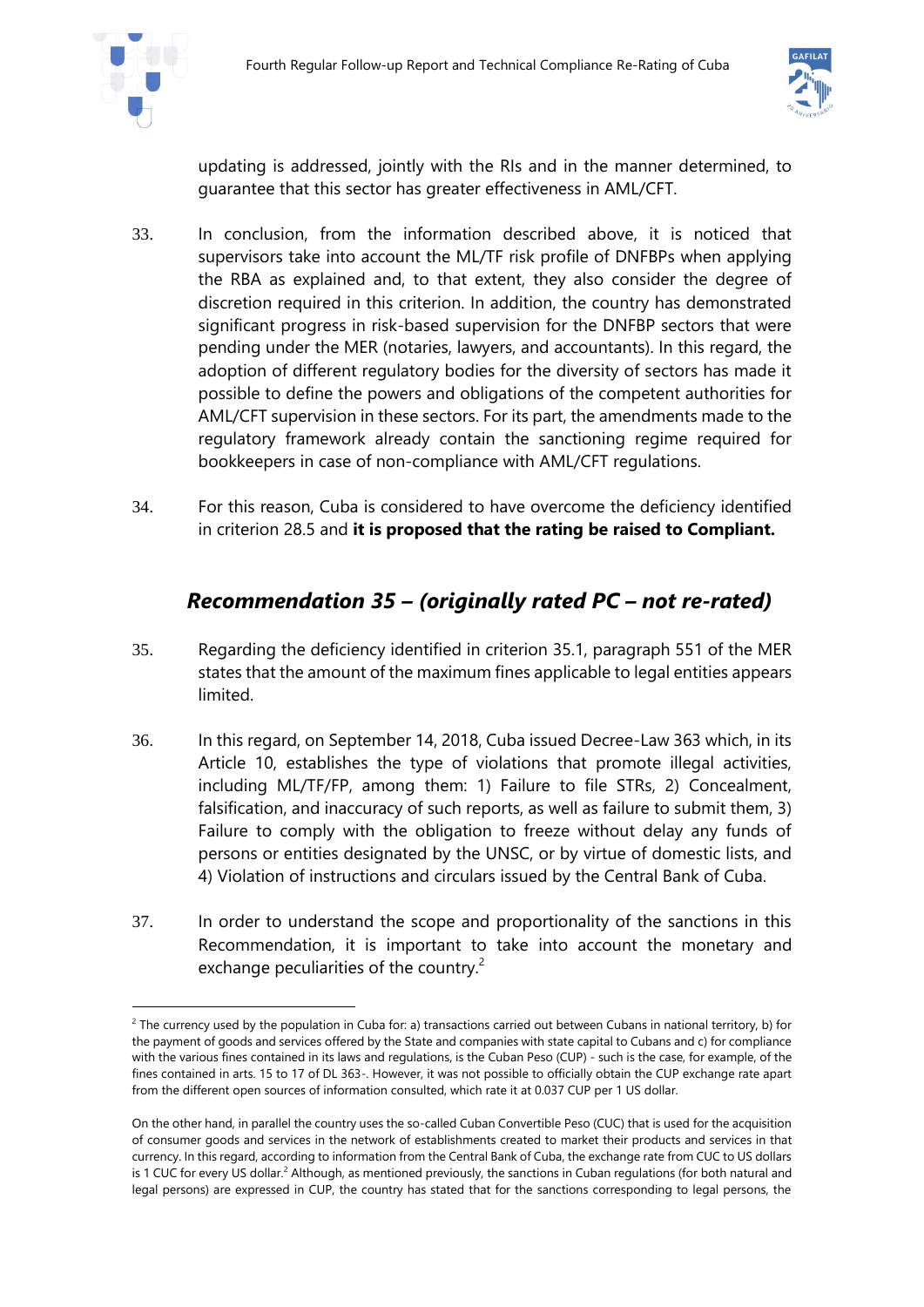updating is addressed, jointly with the RIs and in the manner determined, to guarantee that this sector has greater effectiveness in AML/CFT.

33. In conclusion, from the information described above, it is noticed that supervisors take into account the ML/TF risk profile of DNFBPs when applying the RBA as explained and, to that extent, they also consider the degree of discretion required in this criterion. In addition, the country has demonstrated significant progress in risk-based supervision for the DNFBP sectors that were pending under the MER (notaries, lawyers, and accountants). In this regard, the adoption of different regulatory bodies for the diversity of sectors has made it possible to define the powers and obligations of the competent authorities for AML/CFT supervision in these sectors. For its part, the amendments made to the regulatory framework already contain the sanctioning regime required for bookkeepers in case of non-compliance with AML/CFT regulations.

34. For this reason, Cuba is considered to have overcome the deficiency identified in criterion 28.5 and **it is proposed that the rating be raised to Compliant.**

## *Recommendation 35 – (originally rated PC – not re-rated)*

35. Regarding the deficiency identified in criterion 35.1, paragraph 551 of the MER states that the amount of the maximum fines applicable to legal entities appears limited.

36. In this regard, on September 14, 2018, Cuba issued Decree-Law 363 which, in its Article 10, establishes the type of violations that promote illegal activities, including ML/TF/FP, among them: 1) Failure to file STRs, 2) Concealment, falsification, and inaccuracy of such reports, as well as failure to submit them, 3) Failure to comply with the obligation to freeze without delay any funds of persons or entities designated by the UNSC, or by virtue of domestic lists, and 4) Violation of instructions and circulars issued by the Central Bank of Cuba.

37. In order to understand the scope and proportionality of the sanctions in this Recommendation, it is important to take into account the monetary and exchange peculiarities of the country.[2]

---

[2] The currency used by the population in Cuba for: a) transactions carried out between Cubans in national territory, b) for the payment of goods and services offered by the State and companies with state capital to Cubans and c) for compliance with the various fines contained in its laws and regulations, is the Cuban Peso (CUP) - such is the case, for example, of the fines contained in arts. 15 to 17 of DL 363-. However, it was not possible to officially obtain the CUP exchange rate apart from the different open sources of information consulted, which rate it at 0.037 CUP per 1 US dollar.

On the other hand, in parallel the country uses the so-called Cuban Convertible Peso (CUC) that is used for the acquisition of consumer goods and services in the network of establishments created to market their products and services in that currency. In this regard, according to information from the Central Bank of Cuba, the exchange rate from CUC to US dollars is 1 CUC for every US dollar.[2] Although, as mentioned previously, the sanctions in Cuban regulations (for both natural and legal persons) are expressed in CUP, the country has stated that for the sanctions corresponding to legal persons, the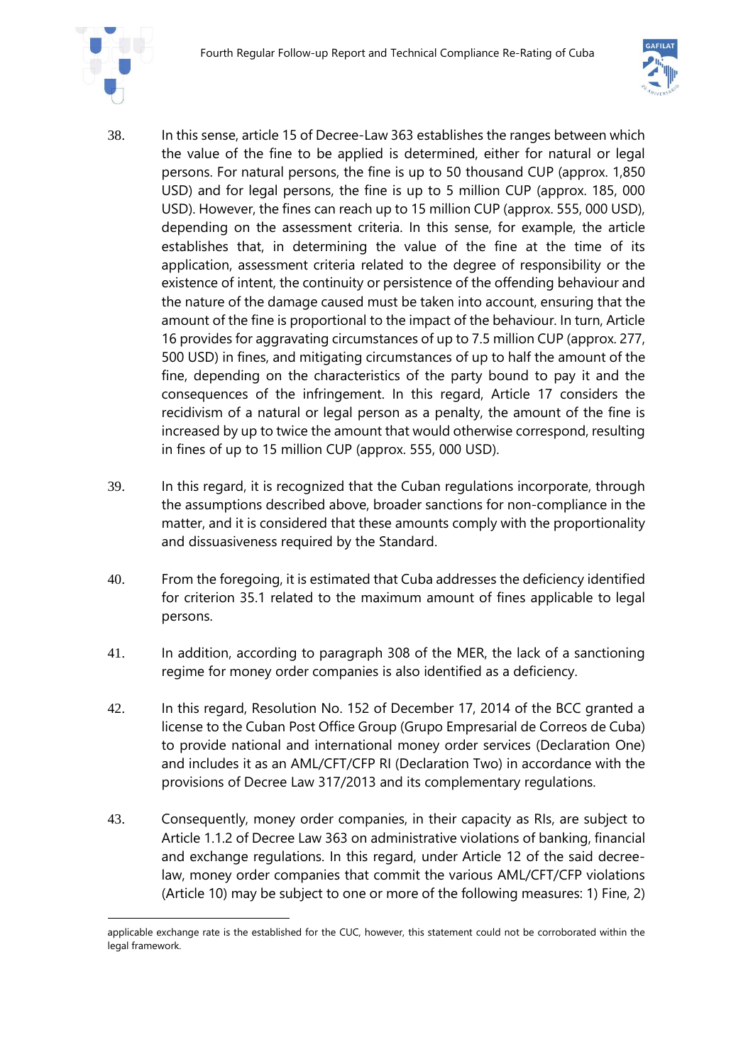38. In this sense, article 15 of Decree-Law 363 establishes the ranges between which the value of the fine to be applied is determined, either for natural or legal persons. For natural persons, the fine is up to 50 thousand CUP (approx. 1,850 USD) and for legal persons, the fine is up to 5 million CUP (approx. 185, 000 USD). However, the fines can reach up to 15 million CUP (approx. 555, 000 USD), depending on the assessment criteria. In this sense, for example, the article establishes that, in determining the value of the fine at the time of its application, assessment criteria related to the degree of responsibility or the existence of intent, the continuity or persistence of the offending behaviour and the nature of the damage caused must be taken into account, ensuring that the amount of the fine is proportional to the impact of the behaviour. In turn, Article 16 provides for aggravating circumstances of up to 7.5 million CUP (approx. 277, 500 USD) in fines, and mitigating circumstances of up to half the amount of the fine, depending on the characteristics of the party bound to pay it and the consequences of the infringement. In this regard, Article 17 considers the recidivism of a natural or legal person as a penalty, the amount of the fine is increased by up to twice the amount that would otherwise correspond, resulting in fines of up to 15 million CUP (approx. 555, 000 USD).

39. In this regard, it is recognized that the Cuban regulations incorporate, through the assumptions described above, broader sanctions for non-compliance in the matter, and it is considered that these amounts comply with the proportionality and dissuasiveness required by the Standard.

40. From the foregoing, it is estimated that Cuba addresses the deficiency identified for criterion 35.1 related to the maximum amount of fines applicable to legal persons.

41. In addition, according to paragraph 308 of the MER, the lack of a sanctioning regime for money order companies is also identified as a deficiency.

42. In this regard, Resolution No. 152 of December 17, 2014 of the BCC granted a license to the Cuban Post Office Group (Grupo Empresarial de Correos de Cuba) to provide national and international money order services (Declaration One) and includes it as an AML/CFT/CFP RI (Declaration Two) in accordance with the provisions of Decree Law 317/2013 and its complementary regulations.

43. Consequently, money order companies, in their capacity as RIs, are subject to Article 1.1.2 of Decree Law 363 on administrative violations of banking, financial and exchange regulations. In this regard, under Article 12 of the said decree-law, money order companies that commit the various AML/CFT/CFP violations (Article 10) may be subject to one or more of the following measures: 1) Fine, 2)

---

applicable exchange rate is the established for the CUC, however, this statement could not be corroborated within the legal framework.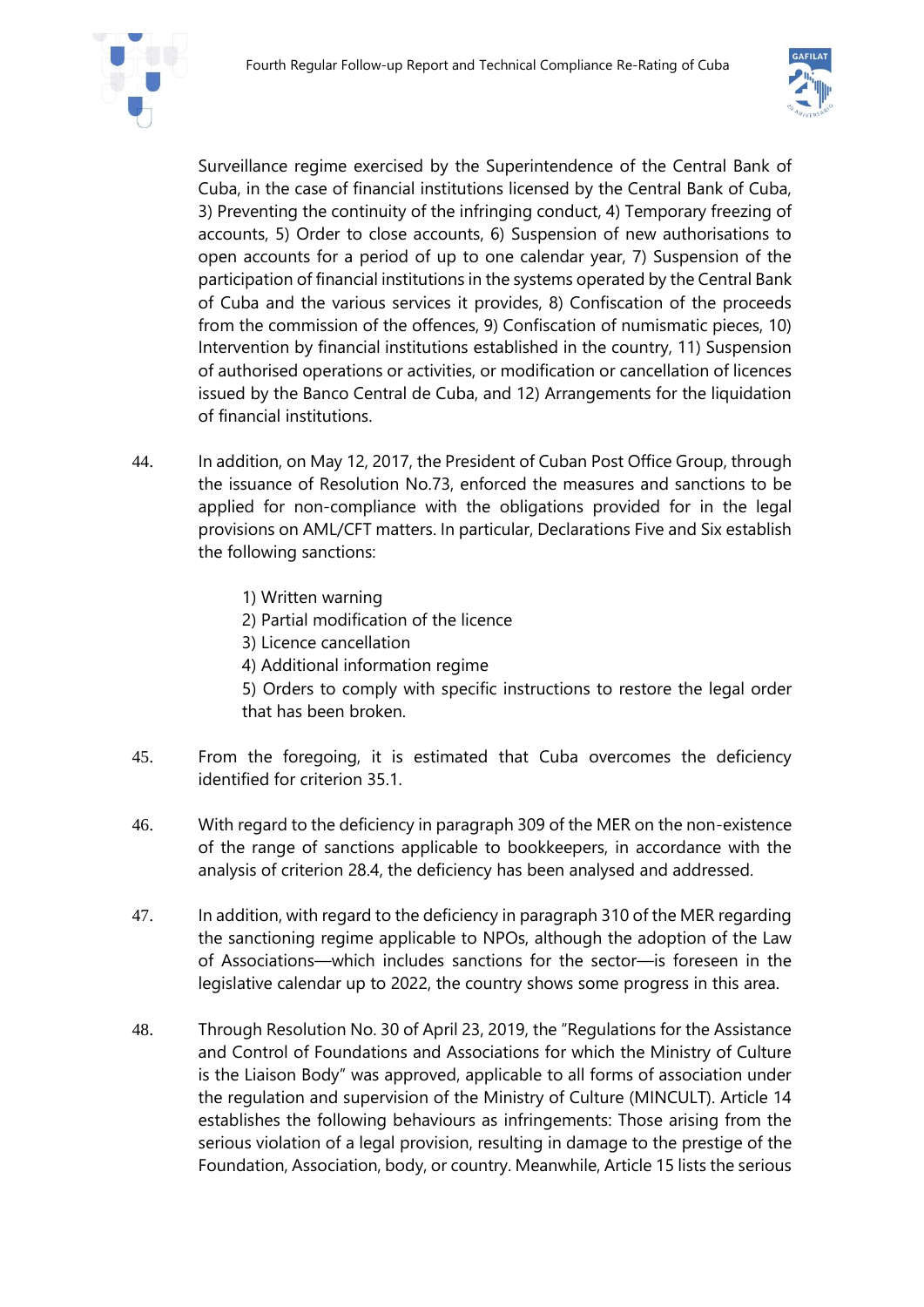Surveillance regime exercised by the Superintendence of the Central Bank of Cuba, in the case of financial institutions licensed by the Central Bank of Cuba, 3) Preventing the continuity of the infringing conduct, 4) Temporary freezing of accounts, 5) Order to close accounts, 6) Suspension of new authorisations to open accounts for a period of up to one calendar year, 7) Suspension of the participation of financial institutions in the systems operated by the Central Bank of Cuba and the various services it provides, 8) Confiscation of the proceeds from the commission of the offences, 9) Confiscation of numismatic pieces, 10) Intervention by financial institutions established in the country, 11) Suspension of authorised operations or activities, or modification or cancellation of licences issued by the Banco Central de Cuba, and 12) Arrangements for the liquidation of financial institutions.

44. In addition, on May 12, 2017, the President of Cuban Post Office Group, through the issuance of Resolution No.73, enforced the measures and sanctions to be applied for non-compliance with the obligations provided for in the legal provisions on AML/CFT matters. In particular, Declarations Five and Six establish the following sanctions:

1) Written warning
2) Partial modification of the licence
3) Licence cancellation
4) Additional information regime
5) Orders to comply with specific instructions to restore the legal order that has been broken.

45. From the foregoing, it is estimated that Cuba overcomes the deficiency identified for criterion 35.1.

46. With regard to the deficiency in paragraph 309 of the MER on the non-existence of the range of sanctions applicable to bookkeepers, in accordance with the analysis of criterion 28.4, the deficiency has been analysed and addressed.

47. In addition, with regard to the deficiency in paragraph 310 of the MER regarding the sanctioning regime applicable to NPOs, although the adoption of the Law of Associations—which includes sanctions for the sector—is foreseen in the legislative calendar up to 2022, the country shows some progress in this area.

48. Through Resolution No. 30 of April 23, 2019, the "Regulations for the Assistance and Control of Foundations and Associations for which the Ministry of Culture is the Liaison Body" was approved, applicable to all forms of association under the regulation and supervision of the Ministry of Culture (MINCULT). Article 14 establishes the following behaviours as infringements: Those arising from the serious violation of a legal provision, resulting in damage to the prestige of the Foundation, Association, body, or country. Meanwhile, Article 15 lists the serious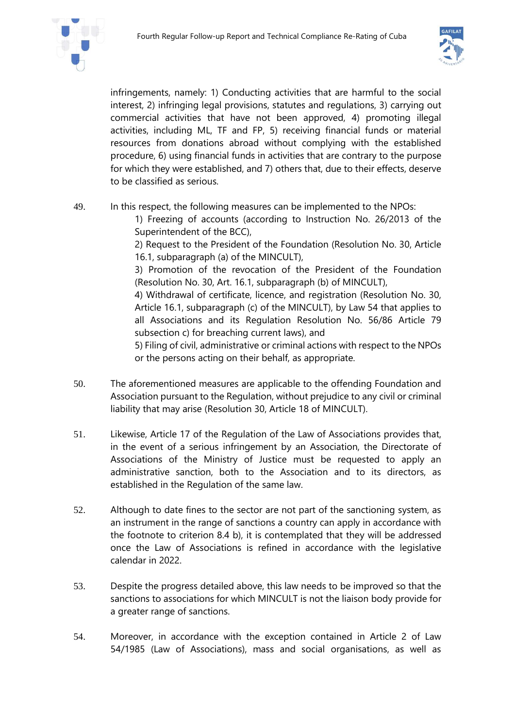infringements, namely: 1) Conducting activities that are harmful to the social interest, 2) infringing legal provisions, statutes and regulations, 3) carrying out commercial activities that have not been approved, 4) promoting illegal activities, including ML, TF and FP, 5) receiving financial funds or material resources from donations abroad without complying with the established procedure, 6) using financial funds in activities that are contrary to the purpose for which they were established, and 7) others that, due to their effects, deserve to be classified as serious.

49. In this respect, the following measures can be implemented to the NPOs:

1) Freezing of accounts (according to Instruction No. 26/2013 of the Superintendent of the BCC),

2) Request to the President of the Foundation (Resolution No. 30, Article 16.1, subparagraph (a) of the MINCULT),

3) Promotion of the revocation of the President of the Foundation (Resolution No. 30, Art. 16.1, subparagraph (b) of MINCULT),

4) Withdrawal of certificate, licence, and registration (Resolution No. 30, Article 16.1, subparagraph (c) of the MINCULT), by Law 54 that applies to all Associations and its Regulation Resolution No. 56/86 Article 79 subsection c) for breaching current laws), and

5) Filing of civil, administrative or criminal actions with respect to the NPOs or the persons acting on their behalf, as appropriate.

50. The aforementioned measures are applicable to the offending Foundation and Association pursuant to the Regulation, without prejudice to any civil or criminal liability that may arise (Resolution 30, Article 18 of MINCULT).

51. Likewise, Article 17 of the Regulation of the Law of Associations provides that, in the event of a serious infringement by an Association, the Directorate of Associations of the Ministry of Justice must be requested to apply an administrative sanction, both to the Association and to its directors, as established in the Regulation of the same law.

52. Although to date fines to the sector are not part of the sanctioning system, as an instrument in the range of sanctions a country can apply in accordance with the footnote to criterion 8.4 b), it is contemplated that they will be addressed once the Law of Associations is refined in accordance with the legislative calendar in 2022.

53. Despite the progress detailed above, this law needs to be improved so that the sanctions to associations for which MINCULT is not the liaison body provide for a greater range of sanctions.

54. Moreover, in accordance with the exception contained in Article 2 of Law 54/1985 (Law of Associations), mass and social organisations, as well as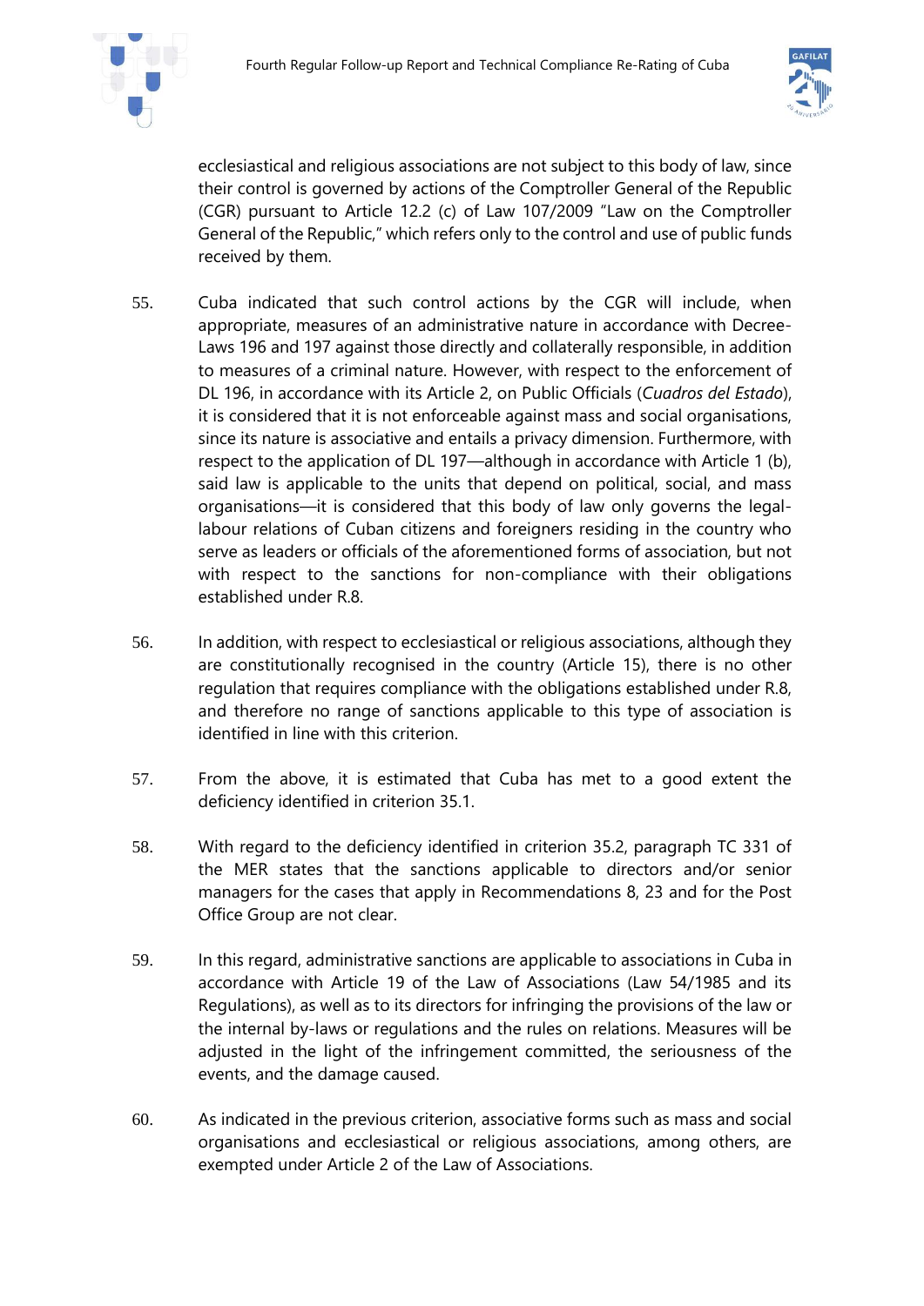ecclesiastical and religious associations are not subject to this body of law, since their control is governed by actions of the Comptroller General of the Republic (CGR) pursuant to Article 12.2 (c) of Law 107/2009 "Law on the Comptroller General of the Republic," which refers only to the control and use of public funds received by them.

55. Cuba indicated that such control actions by the CGR will include, when appropriate, measures of an administrative nature in accordance with Decree-Laws 196 and 197 against those directly and collaterally responsible, in addition to measures of a criminal nature. However, with respect to the enforcement of DL 196, in accordance with its Article 2, on Public Officials (*Cuadros del Estado*), it is considered that it is not enforceable against mass and social organisations, since its nature is associative and entails a privacy dimension. Furthermore, with respect to the application of DL 197—although in accordance with Article 1 (b), said law is applicable to the units that depend on political, social, and mass organisations—it is considered that this body of law only governs the legal-labour relations of Cuban citizens and foreigners residing in the country who serve as leaders or officials of the aforementioned forms of association, but not with respect to the sanctions for non-compliance with their obligations established under R.8.

56. In addition, with respect to ecclesiastical or religious associations, although they are constitutionally recognised in the country (Article 15), there is no other regulation that requires compliance with the obligations established under R.8, and therefore no range of sanctions applicable to this type of association is identified in line with this criterion.

57. From the above, it is estimated that Cuba has met to a good extent the deficiency identified in criterion 35.1.

58. With regard to the deficiency identified in criterion 35.2, paragraph TC 331 of the MER states that the sanctions applicable to directors and/or senior managers for the cases that apply in Recommendations 8, 23 and for the Post Office Group are not clear.

59. In this regard, administrative sanctions are applicable to associations in Cuba in accordance with Article 19 of the Law of Associations (Law 54/1985 and its Regulations), as well as to its directors for infringing the provisions of the law or the internal by-laws or regulations and the rules on relations. Measures will be adjusted in the light of the infringement committed, the seriousness of the events, and the damage caused.

60. As indicated in the previous criterion, associative forms such as mass and social organisations and ecclesiastical or religious associations, among others, are exempted under Article 2 of the Law of Associations.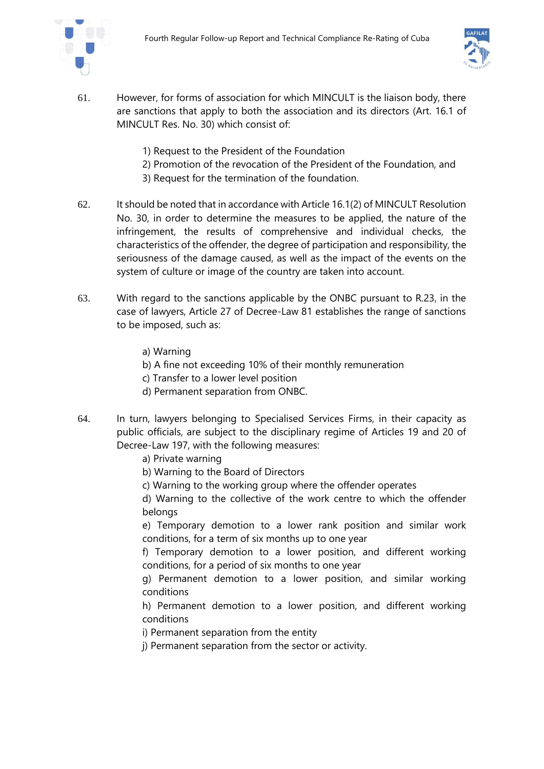61. However, for forms of association for which MINCULT is the liaison body, there are sanctions that apply to both the association and its directors (Art. 16.1 of MINCULT Res. No. 30) which consist of:

  1) Request to the President of the Foundation
  2) Promotion of the revocation of the President of the Foundation, and
  3) Request for the termination of the foundation.

62. It should be noted that in accordance with Article 16.1(2) of MINCULT Resolution No. 30, in order to determine the measures to be applied, the nature of the infringement, the results of comprehensive and individual checks, the characteristics of the offender, the degree of participation and responsibility, the seriousness of the damage caused, as well as the impact of the events on the system of culture or image of the country are taken into account.

63. With regard to the sanctions applicable by the ONBC pursuant to R.23, in the case of lawyers, Article 27 of Decree-Law 81 establishes the range of sanctions to be imposed, such as:

  a) Warning
  b) A fine not exceeding 10% of their monthly remuneration
  c) Transfer to a lower level position
  d) Permanent separation from ONBC.

64. In turn, lawyers belonging to Specialised Services Firms, in their capacity as public officials, are subject to the disciplinary regime of Articles 19 and 20 of Decree-Law 197, with the following measures:

  a) Private warning
  b) Warning to the Board of Directors
  c) Warning to the working group where the offender operates
  d) Warning to the collective of the work centre to which the offender belongs
  e) Temporary demotion to a lower rank position and similar work conditions, for a term of six months up to one year
  f) Temporary demotion to a lower position, and different working conditions, for a period of six months to one year
  g) Permanent demotion to a lower position, and similar working conditions
  h) Permanent demotion to a lower position, and different working conditions
  i) Permanent separation from the entity
  j) Permanent separation from the sector or activity.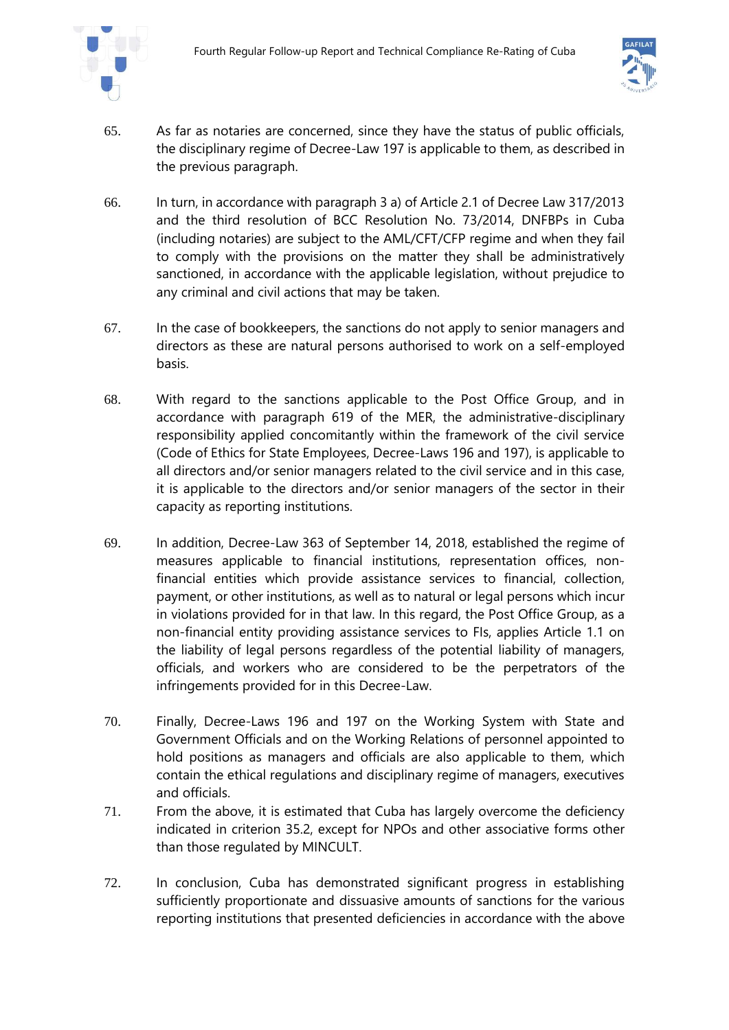65. As far as notaries are concerned, since they have the status of public officials, the disciplinary regime of Decree-Law 197 is applicable to them, as described in the previous paragraph.

66. In turn, in accordance with paragraph 3 a) of Article 2.1 of Decree Law 317/2013 and the third resolution of BCC Resolution No. 73/2014, DNFBPs in Cuba (including notaries) are subject to the AML/CFT/CFP regime and when they fail to comply with the provisions on the matter they shall be administratively sanctioned, in accordance with the applicable legislation, without prejudice to any criminal and civil actions that may be taken.

67. In the case of bookkeepers, the sanctions do not apply to senior managers and directors as these are natural persons authorised to work on a self-employed basis.

68. With regard to the sanctions applicable to the Post Office Group, and in accordance with paragraph 619 of the MER, the administrative-disciplinary responsibility applied concomitantly within the framework of the civil service (Code of Ethics for State Employees, Decree-Laws 196 and 197), is applicable to all directors and/or senior managers related to the civil service and in this case, it is applicable to the directors and/or senior managers of the sector in their capacity as reporting institutions.

69. In addition, Decree-Law 363 of September 14, 2018, established the regime of measures applicable to financial institutions, representation offices, non-financial entities which provide assistance services to financial, collection, payment, or other institutions, as well as to natural or legal persons which incur in violations provided for in that law. In this regard, the Post Office Group, as a non-financial entity providing assistance services to FIs, applies Article 1.1 on the liability of legal persons regardless of the potential liability of managers, officials, and workers who are considered to be the perpetrators of the infringements provided for in this Decree-Law.

70. Finally, Decree-Laws 196 and 197 on the Working System with State and Government Officials and on the Working Relations of personnel appointed to hold positions as managers and officials are also applicable to them, which contain the ethical regulations and disciplinary regime of managers, executives and officials.

71. From the above, it is estimated that Cuba has largely overcome the deficiency indicated in criterion 35.2, except for NPOs and other associative forms other than those regulated by MINCULT.

72. In conclusion, Cuba has demonstrated significant progress in establishing sufficiently proportionate and dissuasive amounts of sanctions for the various reporting institutions that presented deficiencies in accordance with the above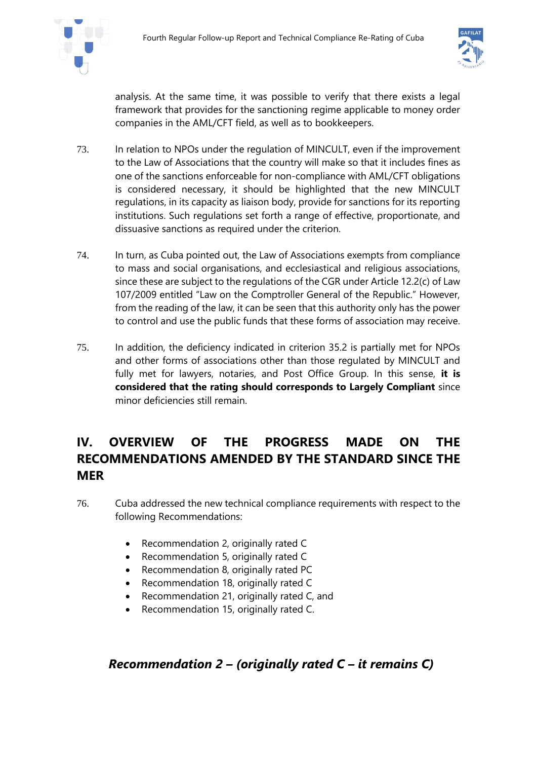analysis. At the same time, it was possible to verify that there exists a legal framework that provides for the sanctioning regime applicable to money order companies in the AML/CFT field, as well as to bookkeepers.

73. In relation to NPOs under the regulation of MINCULT, even if the improvement to the Law of Associations that the country will make so that it includes fines as one of the sanctions enforceable for non-compliance with AML/CFT obligations is considered necessary, it should be highlighted that the new MINCULT regulations, in its capacity as liaison body, provide for sanctions for its reporting institutions. Such regulations set forth a range of effective, proportionate, and dissuasive sanctions as required under the criterion.

74. In turn, as Cuba pointed out, the Law of Associations exempts from compliance to mass and social organisations, and ecclesiastical and religious associations, since these are subject to the regulations of the CGR under Article 12.2(c) of Law 107/2009 entitled "Law on the Comptroller General of the Republic." However, from the reading of the law, it can be seen that this authority only has the power to control and use the public funds that these forms of association may receive.

75. In addition, the deficiency indicated in criterion 35.2 is partially met for NPOs and other forms of associations other than those regulated by MINCULT and fully met for lawyers, notaries, and Post Office Group. In this sense, **it is considered that the rating should corresponds to Largely Compliant** since minor deficiencies still remain.

## IV. OVERVIEW OF THE PROGRESS MADE ON THE RECOMMENDATIONS AMENDED BY THE STANDARD SINCE THE MER

76. Cuba addressed the new technical compliance requirements with respect to the following Recommendations:

- Recommendation 2, originally rated C
- Recommendation 5, originally rated C
- Recommendation 8, originally rated PC
- Recommendation 18, originally rated C
- Recommendation 21, originally rated C, and
- Recommendation 15, originally rated C.

### *Recommendation 2 – (originally rated C – it remains C)*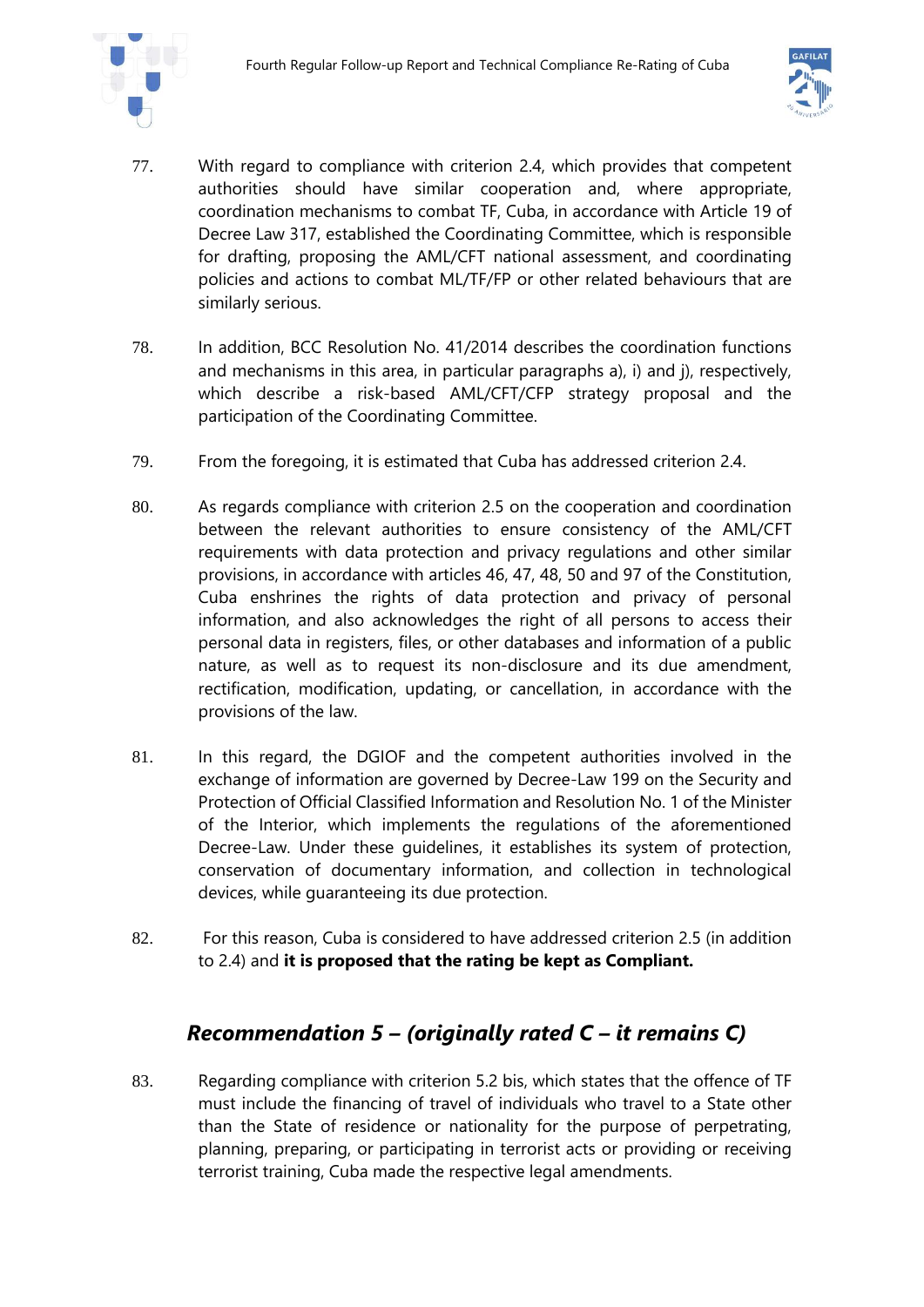77. With regard to compliance with criterion 2.4, which provides that competent authorities should have similar cooperation and, where appropriate, coordination mechanisms to combat TF, Cuba, in accordance with Article 19 of Decree Law 317, established the Coordinating Committee, which is responsible for drafting, proposing the AML/CFT national assessment, and coordinating policies and actions to combat ML/TF/FP or other related behaviours that are similarly serious.

78. In addition, BCC Resolution No. 41/2014 describes the coordination functions and mechanisms in this area, in particular paragraphs a), i) and j), respectively, which describe a risk-based AML/CFT/CFP strategy proposal and the participation of the Coordinating Committee.

79. From the foregoing, it is estimated that Cuba has addressed criterion 2.4.

80. As regards compliance with criterion 2.5 on the cooperation and coordination between the relevant authorities to ensure consistency of the AML/CFT requirements with data protection and privacy regulations and other similar provisions, in accordance with articles 46, 47, 48, 50 and 97 of the Constitution, Cuba enshrines the rights of data protection and privacy of personal information, and also acknowledges the right of all persons to access their personal data in registers, files, or other databases and information of a public nature, as well as to request its non-disclosure and its due amendment, rectification, modification, updating, or cancellation, in accordance with the provisions of the law.

81. In this regard, the DGIOF and the competent authorities involved in the exchange of information are governed by Decree-Law 199 on the Security and Protection of Official Classified Information and Resolution No. 1 of the Minister of the Interior, which implements the regulations of the aforementioned Decree-Law. Under these guidelines, it establishes its system of protection, conservation of documentary information, and collection in technological devices, while guaranteeing its due protection.

82. For this reason, Cuba is considered to have addressed criterion 2.5 (in addition to 2.4) and **it is proposed that the rating be kept as Compliant.**

## *Recommendation 5 – (originally rated C – it remains C)*

83. Regarding compliance with criterion 5.2 bis, which states that the offence of TF must include the financing of travel of individuals who travel to a State other than the State of residence or nationality for the purpose of perpetrating, planning, preparing, or participating in terrorist acts or providing or receiving terrorist training, Cuba made the respective legal amendments.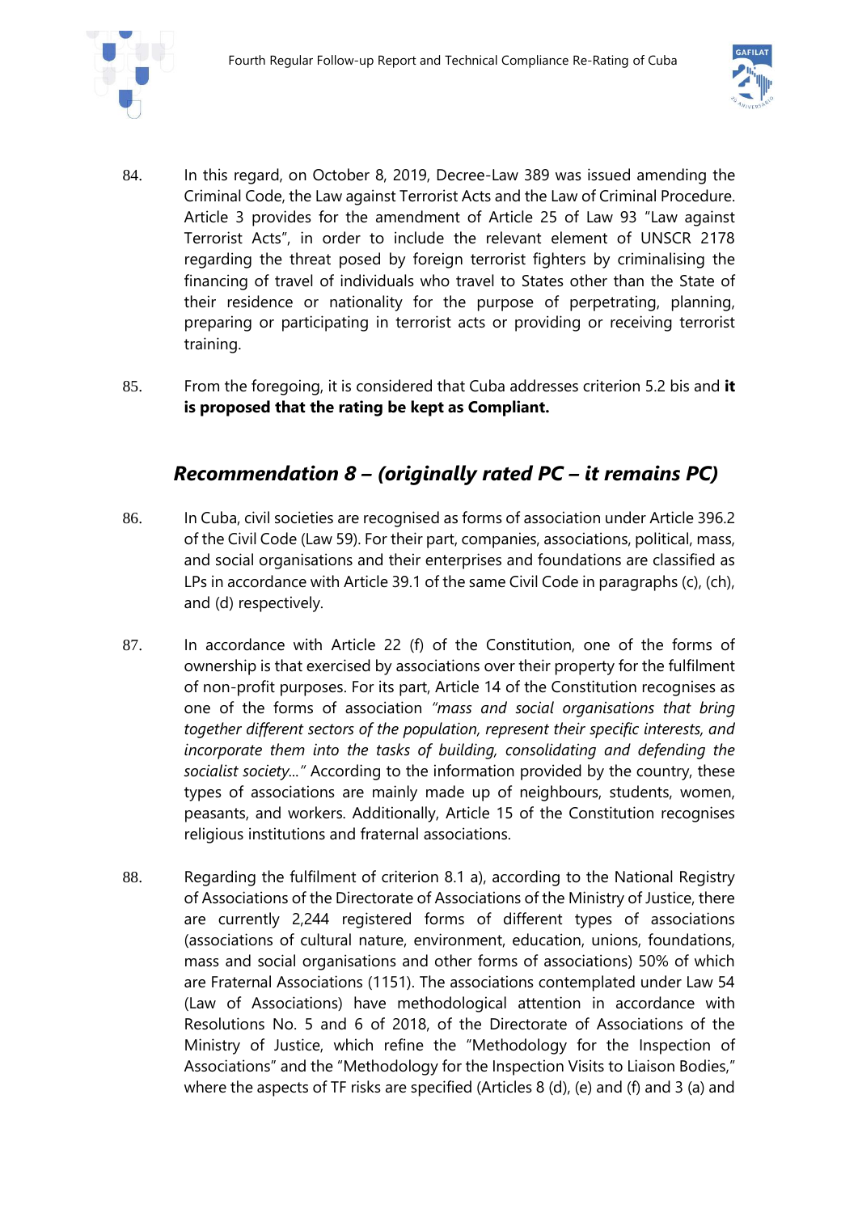84. In this regard, on October 8, 2019, Decree-Law 389 was issued amending the Criminal Code, the Law against Terrorist Acts and the Law of Criminal Procedure. Article 3 provides for the amendment of Article 25 of Law 93 "Law against Terrorist Acts", in order to include the relevant element of UNSCR 2178 regarding the threat posed by foreign terrorist fighters by criminalising the financing of travel of individuals who travel to States other than the State of their residence or nationality for the purpose of perpetrating, planning, preparing or participating in terrorist acts or providing or receiving terrorist training.

85. From the foregoing, it is considered that Cuba addresses criterion 5.2 bis and **it is proposed that the rating be kept as Compliant.**

## *Recommendation 8 – (originally rated PC – it remains PC)*

86. In Cuba, civil societies are recognised as forms of association under Article 396.2 of the Civil Code (Law 59). For their part, companies, associations, political, mass, and social organisations and their enterprises and foundations are classified as LPs in accordance with Article 39.1 of the same Civil Code in paragraphs (c), (ch), and (d) respectively.

87. In accordance with Article 22 (f) of the Constitution, one of the forms of ownership is that exercised by associations over their property for the fulfilment of non-profit purposes. For its part, Article 14 of the Constitution recognises as one of the forms of association *"mass and social organisations that bring together different sectors of the population, represent their specific interests, and incorporate them into the tasks of building, consolidating and defending the socialist society..."* According to the information provided by the country, these types of associations are mainly made up of neighbours, students, women, peasants, and workers. Additionally, Article 15 of the Constitution recognises religious institutions and fraternal associations.

88. Regarding the fulfilment of criterion 8.1 a), according to the National Registry of Associations of the Directorate of Associations of the Ministry of Justice, there are currently 2,244 registered forms of different types of associations (associations of cultural nature, environment, education, unions, foundations, mass and social organisations and other forms of associations) 50% of which are Fraternal Associations (1151). The associations contemplated under Law 54 (Law of Associations) have methodological attention in accordance with Resolutions No. 5 and 6 of 2018, of the Directorate of Associations of the Ministry of Justice, which refine the "Methodology for the Inspection of Associations" and the "Methodology for the Inspection Visits to Liaison Bodies," where the aspects of TF risks are specified (Articles 8 (d), (e) and (f) and 3 (a) and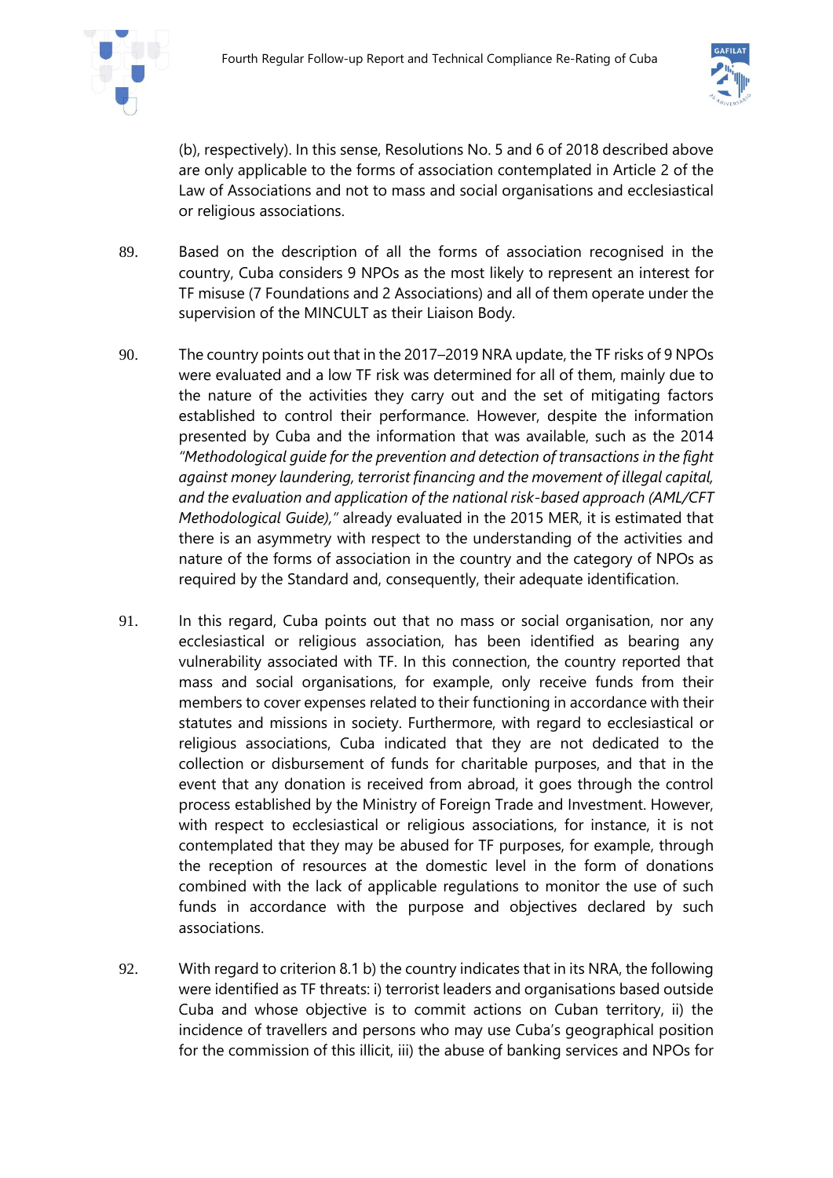(b), respectively). In this sense, Resolutions No. 5 and 6 of 2018 described above are only applicable to the forms of association contemplated in Article 2 of the Law of Associations and not to mass and social organisations and ecclesiastical or religious associations.

89. Based on the description of all the forms of association recognised in the country, Cuba considers 9 NPOs as the most likely to represent an interest for TF misuse (7 Foundations and 2 Associations) and all of them operate under the supervision of the MINCULT as their Liaison Body.

90. The country points out that in the 2017–2019 NRA update, the TF risks of 9 NPOs were evaluated and a low TF risk was determined for all of them, mainly due to the nature of the activities they carry out and the set of mitigating factors established to control their performance. However, despite the information presented by Cuba and the information that was available, such as the 2014 *"Methodological guide for the prevention and detection of transactions in the fight against money laundering, terrorist financing and the movement of illegal capital, and the evaluation and application of the national risk-based approach (AML/CFT Methodological Guide),"* already evaluated in the 2015 MER, it is estimated that there is an asymmetry with respect to the understanding of the activities and nature of the forms of association in the country and the category of NPOs as required by the Standard and, consequently, their adequate identification.

91. In this regard, Cuba points out that no mass or social organisation, nor any ecclesiastical or religious association, has been identified as bearing any vulnerability associated with TF. In this connection, the country reported that mass and social organisations, for example, only receive funds from their members to cover expenses related to their functioning in accordance with their statutes and missions in society. Furthermore, with regard to ecclesiastical or religious associations, Cuba indicated that they are not dedicated to the collection or disbursement of funds for charitable purposes, and that in the event that any donation is received from abroad, it goes through the control process established by the Ministry of Foreign Trade and Investment. However, with respect to ecclesiastical or religious associations, for instance, it is not contemplated that they may be abused for TF purposes, for example, through the reception of resources at the domestic level in the form of donations combined with the lack of applicable regulations to monitor the use of such funds in accordance with the purpose and objectives declared by such associations.

92. With regard to criterion 8.1 b) the country indicates that in its NRA, the following were identified as TF threats: i) terrorist leaders and organisations based outside Cuba and whose objective is to commit actions on Cuban territory, ii) the incidence of travellers and persons who may use Cuba's geographical position for the commission of this illicit, iii) the abuse of banking services and NPOs for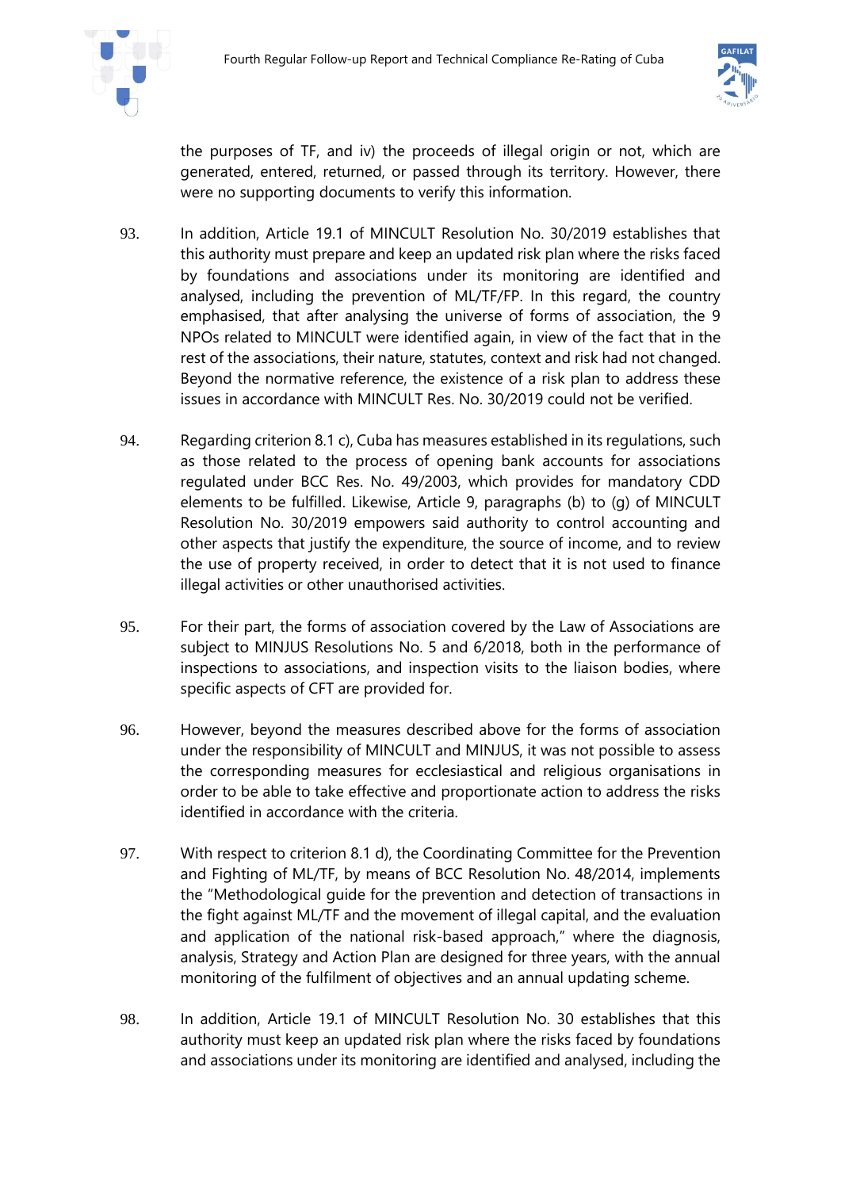the purposes of TF, and iv) the proceeds of illegal origin or not, which are generated, entered, returned, or passed through its territory. However, there were no supporting documents to verify this information.

93. In addition, Article 19.1 of MINCULT Resolution No. 30/2019 establishes that this authority must prepare and keep an updated risk plan where the risks faced by foundations and associations under its monitoring are identified and analysed, including the prevention of ML/TF/FP. In this regard, the country emphasised, that after analysing the universe of forms of association, the 9 NPOs related to MINCULT were identified again, in view of the fact that in the rest of the associations, their nature, statutes, context and risk had not changed. Beyond the normative reference, the existence of a risk plan to address these issues in accordance with MINCULT Res. No. 30/2019 could not be verified.

94. Regarding criterion 8.1 c), Cuba has measures established in its regulations, such as those related to the process of opening bank accounts for associations regulated under BCC Res. No. 49/2003, which provides for mandatory CDD elements to be fulfilled. Likewise, Article 9, paragraphs (b) to (g) of MINCULT Resolution No. 30/2019 empowers said authority to control accounting and other aspects that justify the expenditure, the source of income, and to review the use of property received, in order to detect that it is not used to finance illegal activities or other unauthorised activities.

95. For their part, the forms of association covered by the Law of Associations are subject to MINJUS Resolutions No. 5 and 6/2018, both in the performance of inspections to associations, and inspection visits to the liaison bodies, where specific aspects of CFT are provided for.

96. However, beyond the measures described above for the forms of association under the responsibility of MINCULT and MINJUS, it was not possible to assess the corresponding measures for ecclesiastical and religious organisations in order to be able to take effective and proportionate action to address the risks identified in accordance with the criteria.

97. With respect to criterion 8.1 d), the Coordinating Committee for the Prevention and Fighting of ML/TF, by means of BCC Resolution No. 48/2014, implements the "Methodological guide for the prevention and detection of transactions in the fight against ML/TF and the movement of illegal capital, and the evaluation and application of the national risk-based approach," where the diagnosis, analysis, Strategy and Action Plan are designed for three years, with the annual monitoring of the fulfilment of objectives and an annual updating scheme.

98. In addition, Article 19.1 of MINCULT Resolution No. 30 establishes that this authority must keep an updated risk plan where the risks faced by foundations and associations under its monitoring are identified and analysed, including the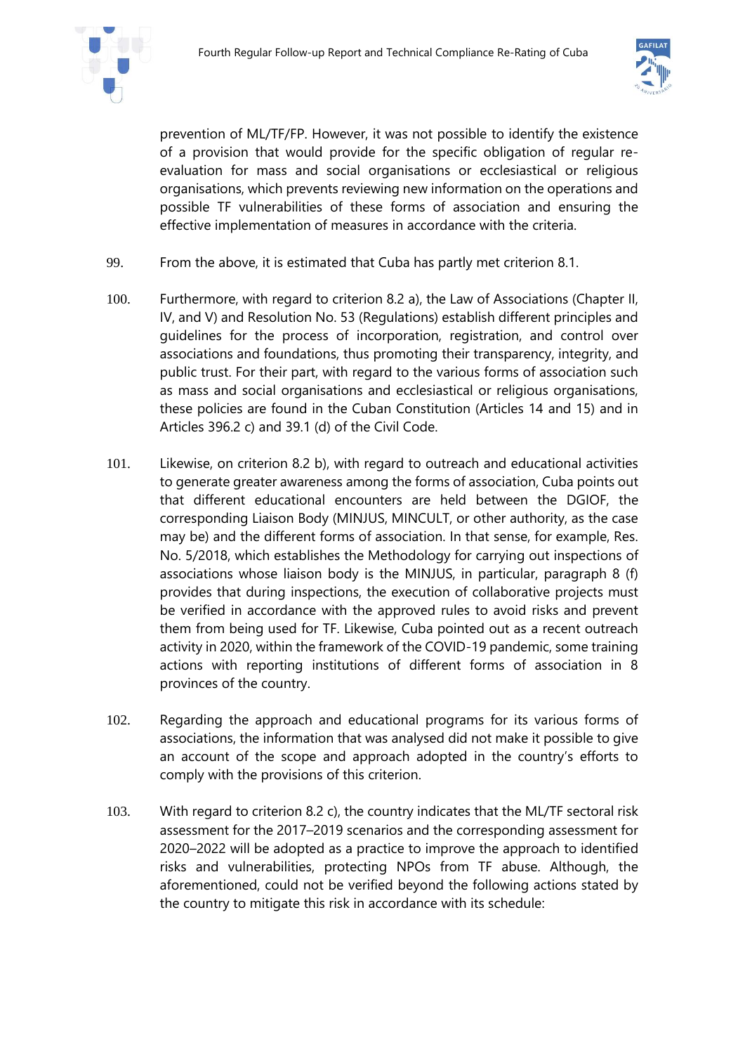prevention of ML/TF/FP. However, it was not possible to identify the existence of a provision that would provide for the specific obligation of regular re-evaluation for mass and social organisations or ecclesiastical or religious organisations, which prevents reviewing new information on the operations and possible TF vulnerabilities of these forms of association and ensuring the effective implementation of measures in accordance with the criteria.

99. From the above, it is estimated that Cuba has partly met criterion 8.1.

100. Furthermore, with regard to criterion 8.2 a), the Law of Associations (Chapter II, IV, and V) and Resolution No. 53 (Regulations) establish different principles and guidelines for the process of incorporation, registration, and control over associations and foundations, thus promoting their transparency, integrity, and public trust. For their part, with regard to the various forms of association such as mass and social organisations and ecclesiastical or religious organisations, these policies are found in the Cuban Constitution (Articles 14 and 15) and in Articles 396.2 c) and 39.1 (d) of the Civil Code.

101. Likewise, on criterion 8.2 b), with regard to outreach and educational activities to generate greater awareness among the forms of association, Cuba points out that different educational encounters are held between the DGIOF, the corresponding Liaison Body (MINJUS, MINCULT, or other authority, as the case may be) and the different forms of association. In that sense, for example, Res. No. 5/2018, which establishes the Methodology for carrying out inspections of associations whose liaison body is the MINJUS, in particular, paragraph 8 (f) provides that during inspections, the execution of collaborative projects must be verified in accordance with the approved rules to avoid risks and prevent them from being used for TF. Likewise, Cuba pointed out as a recent outreach activity in 2020, within the framework of the COVID-19 pandemic, some training actions with reporting institutions of different forms of association in 8 provinces of the country.

102. Regarding the approach and educational programs for its various forms of associations, the information that was analysed did not make it possible to give an account of the scope and approach adopted in the country's efforts to comply with the provisions of this criterion.

103. With regard to criterion 8.2 c), the country indicates that the ML/TF sectoral risk assessment for the 2017–2019 scenarios and the corresponding assessment for 2020–2022 will be adopted as a practice to improve the approach to identified risks and vulnerabilities, protecting NPOs from TF abuse. Although, the aforementioned, could not be verified beyond the following actions stated by the country to mitigate this risk in accordance with its schedule: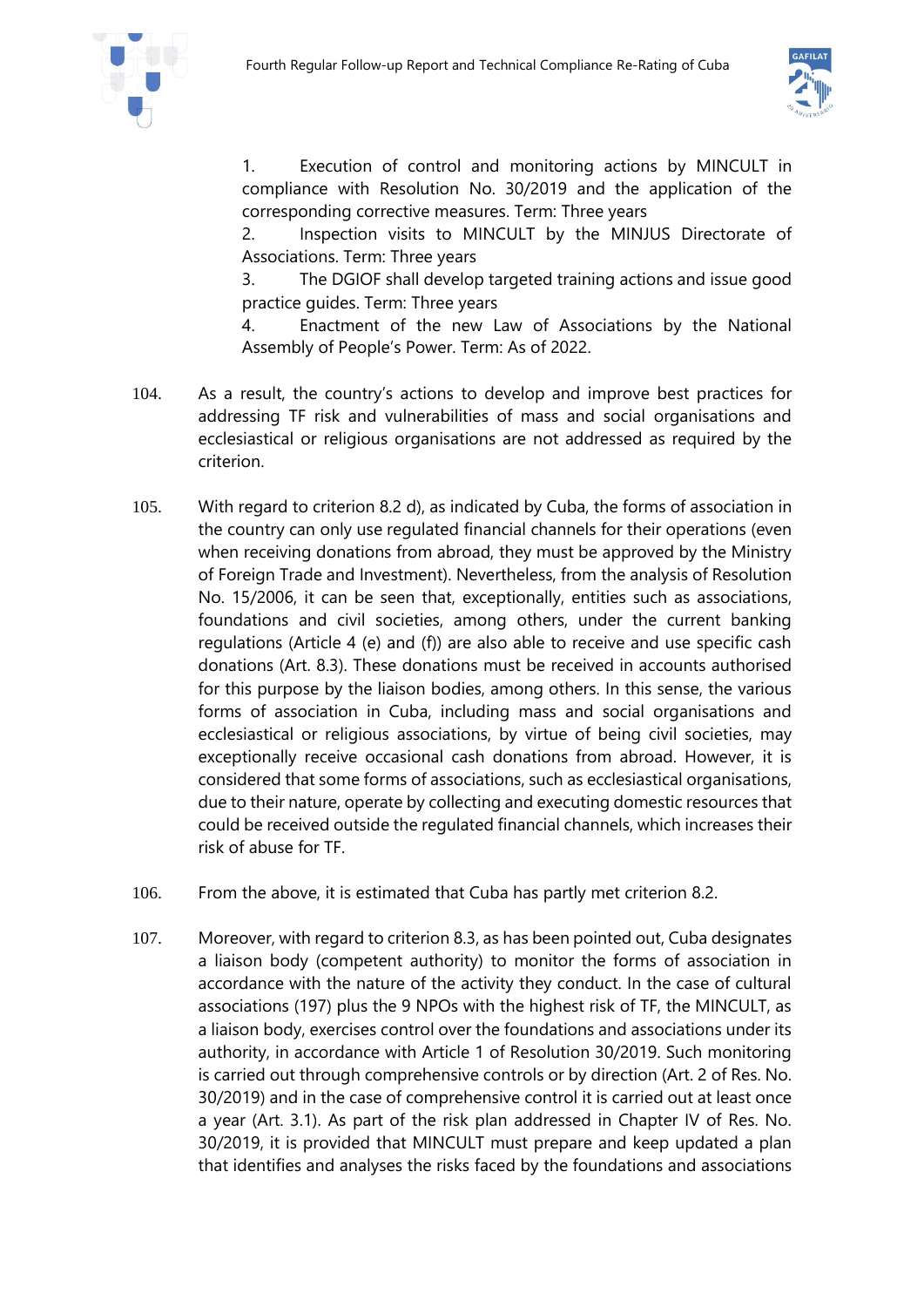1. Execution of control and monitoring actions by MINCULT in compliance with Resolution No. 30/2019 and the application of the corresponding corrective measures. Term: Three years
2. Inspection visits to MINCULT by the MINJUS Directorate of Associations. Term: Three years
3. The DGIOF shall develop targeted training actions and issue good practice guides. Term: Three years
4. Enactment of the new Law of Associations by the National Assembly of People's Power. Term: As of 2022.

104. As a result, the country's actions to develop and improve best practices for addressing TF risk and vulnerabilities of mass and social organisations and ecclesiastical or religious organisations are not addressed as required by the criterion.

105. With regard to criterion 8.2 d), as indicated by Cuba, the forms of association in the country can only use regulated financial channels for their operations (even when receiving donations from abroad, they must be approved by the Ministry of Foreign Trade and Investment). Nevertheless, from the analysis of Resolution No. 15/2006, it can be seen that, exceptionally, entities such as associations, foundations and civil societies, among others, under the current banking regulations (Article 4 (e) and (f)) are also able to receive and use specific cash donations (Art. 8.3). These donations must be received in accounts authorised for this purpose by the liaison bodies, among others. In this sense, the various forms of association in Cuba, including mass and social organisations and ecclesiastical or religious associations, by virtue of being civil societies, may exceptionally receive occasional cash donations from abroad. However, it is considered that some forms of associations, such as ecclesiastical organisations, due to their nature, operate by collecting and executing domestic resources that could be received outside the regulated financial channels, which increases their risk of abuse for TF.

106. From the above, it is estimated that Cuba has partly met criterion 8.2.

107. Moreover, with regard to criterion 8.3, as has been pointed out, Cuba designates a liaison body (competent authority) to monitor the forms of association in accordance with the nature of the activity they conduct. In the case of cultural associations (197) plus the 9 NPOs with the highest risk of TF, the MINCULT, as a liaison body, exercises control over the foundations and associations under its authority, in accordance with Article 1 of Resolution 30/2019. Such monitoring is carried out through comprehensive controls or by direction (Art. 2 of Res. No. 30/2019) and in the case of comprehensive control it is carried out at least once a year (Art. 3.1). As part of the risk plan addressed in Chapter IV of Res. No. 30/2019, it is provided that MINCULT must prepare and keep updated a plan that identifies and analyses the risks faced by the foundations and associations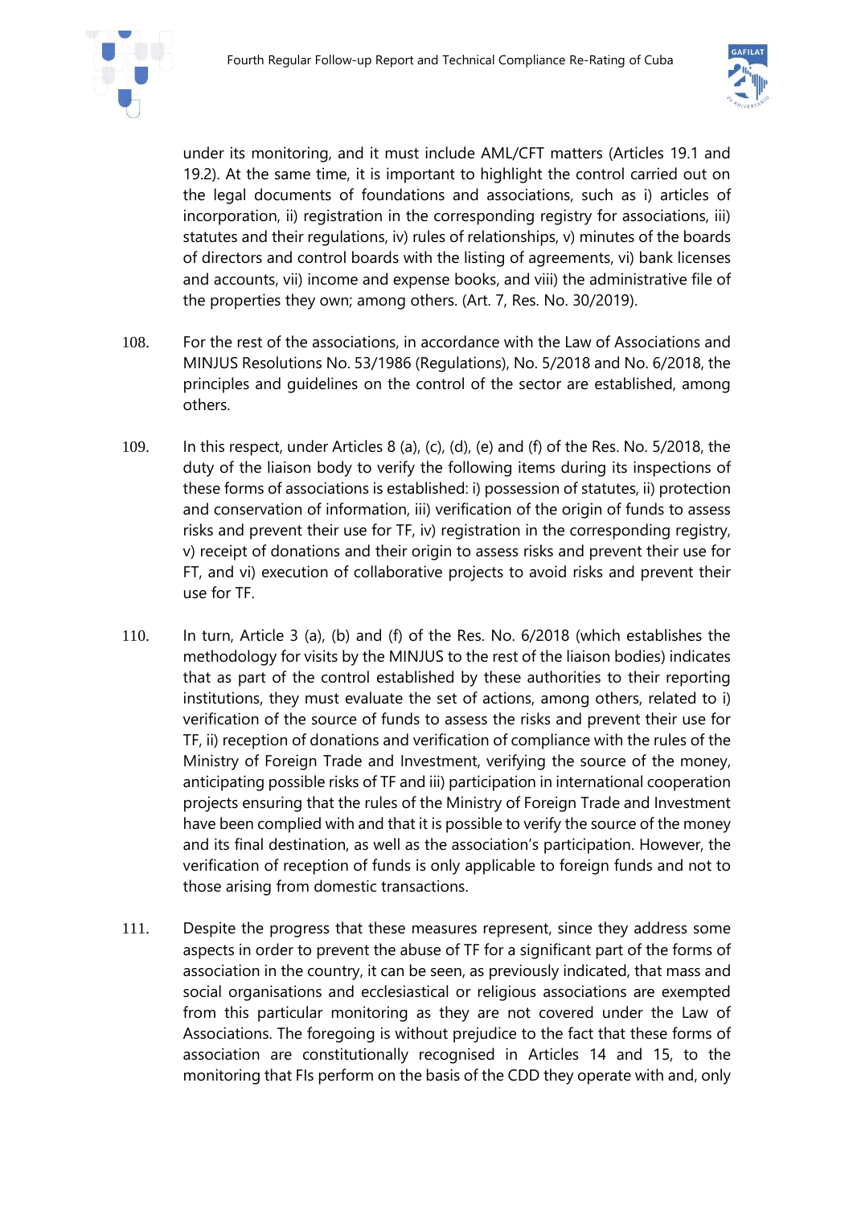under its monitoring, and it must include AML/CFT matters (Articles 19.1 and 19.2). At the same time, it is important to highlight the control carried out on the legal documents of foundations and associations, such as i) articles of incorporation, ii) registration in the corresponding registry for associations, iii) statutes and their regulations, iv) rules of relationships, v) minutes of the boards of directors and control boards with the listing of agreements, vi) bank licenses and accounts, vii) income and expense books, and viii) the administrative file of the properties they own; among others. (Art. 7, Res. No. 30/2019).

108. For the rest of the associations, in accordance with the Law of Associations and MINJUS Resolutions No. 53/1986 (Regulations), No. 5/2018 and No. 6/2018, the principles and guidelines on the control of the sector are established, among others.

109. In this respect, under Articles 8 (a), (c), (d), (e) and (f) of the Res. No. 5/2018, the duty of the liaison body to verify the following items during its inspections of these forms of associations is established: i) possession of statutes, ii) protection and conservation of information, iii) verification of the origin of funds to assess risks and prevent their use for TF, iv) registration in the corresponding registry, v) receipt of donations and their origin to assess risks and prevent their use for FT, and vi) execution of collaborative projects to avoid risks and prevent their use for TF.

110. In turn, Article 3 (a), (b) and (f) of the Res. No. 6/2018 (which establishes the methodology for visits by the MINJUS to the rest of the liaison bodies) indicates that as part of the control established by these authorities to their reporting institutions, they must evaluate the set of actions, among others, related to i) verification of the source of funds to assess the risks and prevent their use for TF, ii) reception of donations and verification of compliance with the rules of the Ministry of Foreign Trade and Investment, verifying the source of the money, anticipating possible risks of TF and iii) participation in international cooperation projects ensuring that the rules of the Ministry of Foreign Trade and Investment have been complied with and that it is possible to verify the source of the money and its final destination, as well as the association's participation. However, the verification of reception of funds is only applicable to foreign funds and not to those arising from domestic transactions.

111. Despite the progress that these measures represent, since they address some aspects in order to prevent the abuse of TF for a significant part of the forms of association in the country, it can be seen, as previously indicated, that mass and social organisations and ecclesiastical or religious associations are exempted from this particular monitoring as they are not covered under the Law of Associations. The foregoing is without prejudice to the fact that these forms of association are constitutionally recognised in Articles 14 and 15, to the monitoring that FIs perform on the basis of the CDD they operate with and, only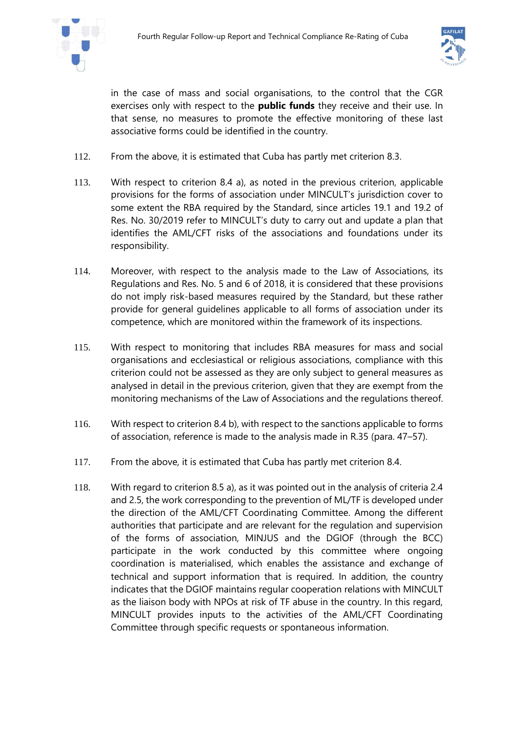in the case of mass and social organisations, to the control that the CGR exercises only with respect to the **public funds** they receive and their use. In that sense, no measures to promote the effective monitoring of these last associative forms could be identified in the country.

112. From the above, it is estimated that Cuba has partly met criterion 8.3.

113. With respect to criterion 8.4 a), as noted in the previous criterion, applicable provisions for the forms of association under MINCULT's jurisdiction cover to some extent the RBA required by the Standard, since articles 19.1 and 19.2 of Res. No. 30/2019 refer to MINCULT's duty to carry out and update a plan that identifies the AML/CFT risks of the associations and foundations under its responsibility.

114. Moreover, with respect to the analysis made to the Law of Associations, its Regulations and Res. No. 5 and 6 of 2018, it is considered that these provisions do not imply risk-based measures required by the Standard, but these rather provide for general guidelines applicable to all forms of association under its competence, which are monitored within the framework of its inspections.

115. With respect to monitoring that includes RBA measures for mass and social organisations and ecclesiastical or religious associations, compliance with this criterion could not be assessed as they are only subject to general measures as analysed in detail in the previous criterion, given that they are exempt from the monitoring mechanisms of the Law of Associations and the regulations thereof.

116. With respect to criterion 8.4 b), with respect to the sanctions applicable to forms of association, reference is made to the analysis made in R.35 (para. 47–57).

117. From the above, it is estimated that Cuba has partly met criterion 8.4.

118. With regard to criterion 8.5 a), as it was pointed out in the analysis of criteria 2.4 and 2.5, the work corresponding to the prevention of ML/TF is developed under the direction of the AML/CFT Coordinating Committee. Among the different authorities that participate and are relevant for the regulation and supervision of the forms of association, MINJUS and the DGIOF (through the BCC) participate in the work conducted by this committee where ongoing coordination is materialised, which enables the assistance and exchange of technical and support information that is required. In addition, the country indicates that the DGIOF maintains regular cooperation relations with MINCULT as the liaison body with NPOs at risk of TF abuse in the country. In this regard, MINCULT provides inputs to the activities of the AML/CFT Coordinating Committee through specific requests or spontaneous information.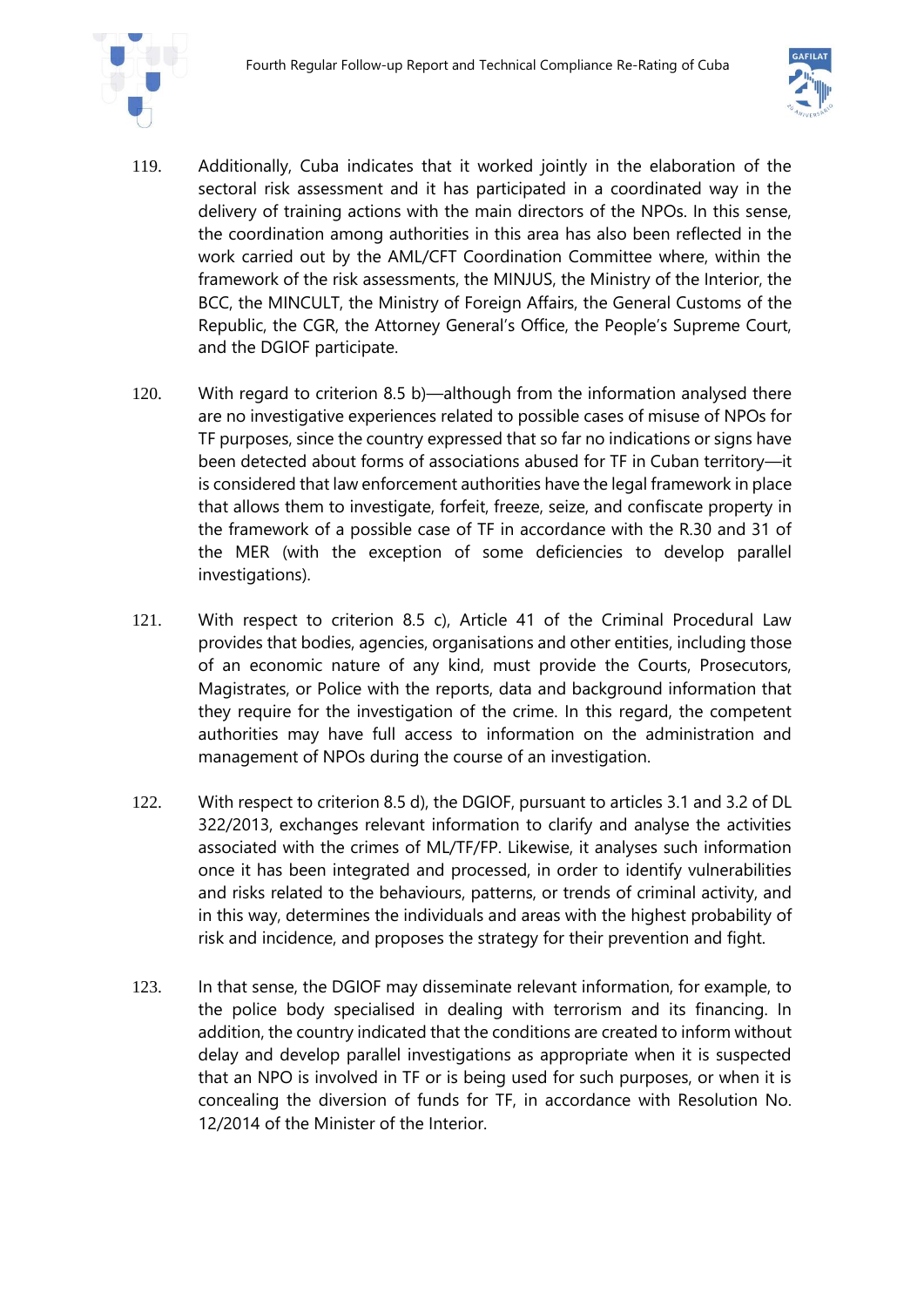119. Additionally, Cuba indicates that it worked jointly in the elaboration of the sectoral risk assessment and it has participated in a coordinated way in the delivery of training actions with the main directors of the NPOs. In this sense, the coordination among authorities in this area has also been reflected in the work carried out by the AML/CFT Coordination Committee where, within the framework of the risk assessments, the MINJUS, the Ministry of the Interior, the BCC, the MINCULT, the Ministry of Foreign Affairs, the General Customs of the Republic, the CGR, the Attorney General's Office, the People's Supreme Court, and the DGIOF participate.

120. With regard to criterion 8.5 b)—although from the information analysed there are no investigative experiences related to possible cases of misuse of NPOs for TF purposes, since the country expressed that so far no indications or signs have been detected about forms of associations abused for TF in Cuban territory—it is considered that law enforcement authorities have the legal framework in place that allows them to investigate, forfeit, freeze, seize, and confiscate property in the framework of a possible case of TF in accordance with the R.30 and 31 of the MER (with the exception of some deficiencies to develop parallel investigations).

121. With respect to criterion 8.5 c), Article 41 of the Criminal Procedural Law provides that bodies, agencies, organisations and other entities, including those of an economic nature of any kind, must provide the Courts, Prosecutors, Magistrates, or Police with the reports, data and background information that they require for the investigation of the crime. In this regard, the competent authorities may have full access to information on the administration and management of NPOs during the course of an investigation.

122. With respect to criterion 8.5 d), the DGIOF, pursuant to articles 3.1 and 3.2 of DL 322/2013, exchanges relevant information to clarify and analyse the activities associated with the crimes of ML/TF/FP. Likewise, it analyses such information once it has been integrated and processed, in order to identify vulnerabilities and risks related to the behaviours, patterns, or trends of criminal activity, and in this way, determines the individuals and areas with the highest probability of risk and incidence, and proposes the strategy for their prevention and fight.

123. In that sense, the DGIOF may disseminate relevant information, for example, to the police body specialised in dealing with terrorism and its financing. In addition, the country indicated that the conditions are created to inform without delay and develop parallel investigations as appropriate when it is suspected that an NPO is involved in TF or is being used for such purposes, or when it is concealing the diversion of funds for TF, in accordance with Resolution No. 12/2014 of the Minister of the Interior.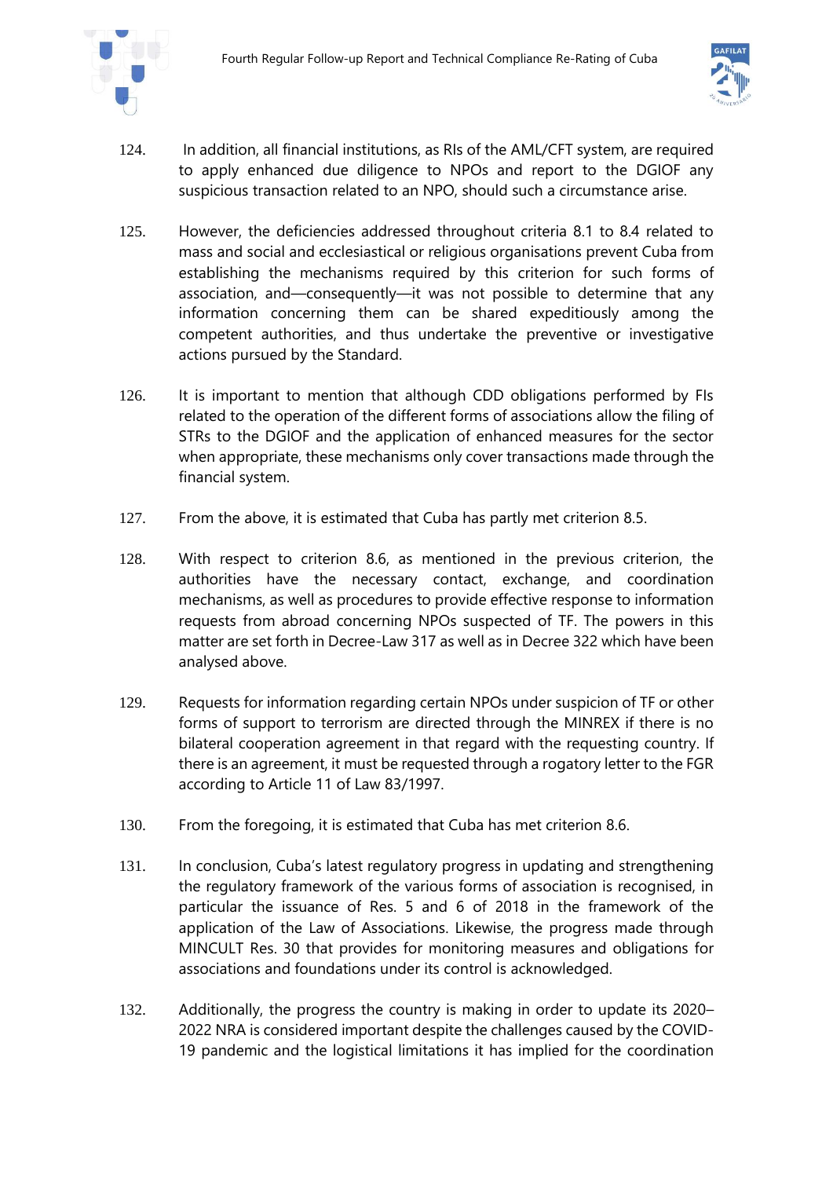124. In addition, all financial institutions, as RIs of the AML/CFT system, are required to apply enhanced due diligence to NPOs and report to the DGIOF any suspicious transaction related to an NPO, should such a circumstance arise.

125. However, the deficiencies addressed throughout criteria 8.1 to 8.4 related to mass and social and ecclesiastical or religious organisations prevent Cuba from establishing the mechanisms required by this criterion for such forms of association, and—consequently—it was not possible to determine that any information concerning them can be shared expeditiously among the competent authorities, and thus undertake the preventive or investigative actions pursued by the Standard.

126. It is important to mention that although CDD obligations performed by FIs related to the operation of the different forms of associations allow the filing of STRs to the DGIOF and the application of enhanced measures for the sector when appropriate, these mechanisms only cover transactions made through the financial system.

127. From the above, it is estimated that Cuba has partly met criterion 8.5.

128. With respect to criterion 8.6, as mentioned in the previous criterion, the authorities have the necessary contact, exchange, and coordination mechanisms, as well as procedures to provide effective response to information requests from abroad concerning NPOs suspected of TF. The powers in this matter are set forth in Decree-Law 317 as well as in Decree 322 which have been analysed above.

129. Requests for information regarding certain NPOs under suspicion of TF or other forms of support to terrorism are directed through the MINREX if there is no bilateral cooperation agreement in that regard with the requesting country. If there is an agreement, it must be requested through a rogatory letter to the FGR according to Article 11 of Law 83/1997.

130. From the foregoing, it is estimated that Cuba has met criterion 8.6.

131. In conclusion, Cuba's latest regulatory progress in updating and strengthening the regulatory framework of the various forms of association is recognised, in particular the issuance of Res. 5 and 6 of 2018 in the framework of the application of the Law of Associations. Likewise, the progress made through MINCULT Res. 30 that provides for monitoring measures and obligations for associations and foundations under its control is acknowledged.

132. Additionally, the progress the country is making in order to update its 2020–2022 NRA is considered important despite the challenges caused by the COVID-19 pandemic and the logistical limitations it has implied for the coordination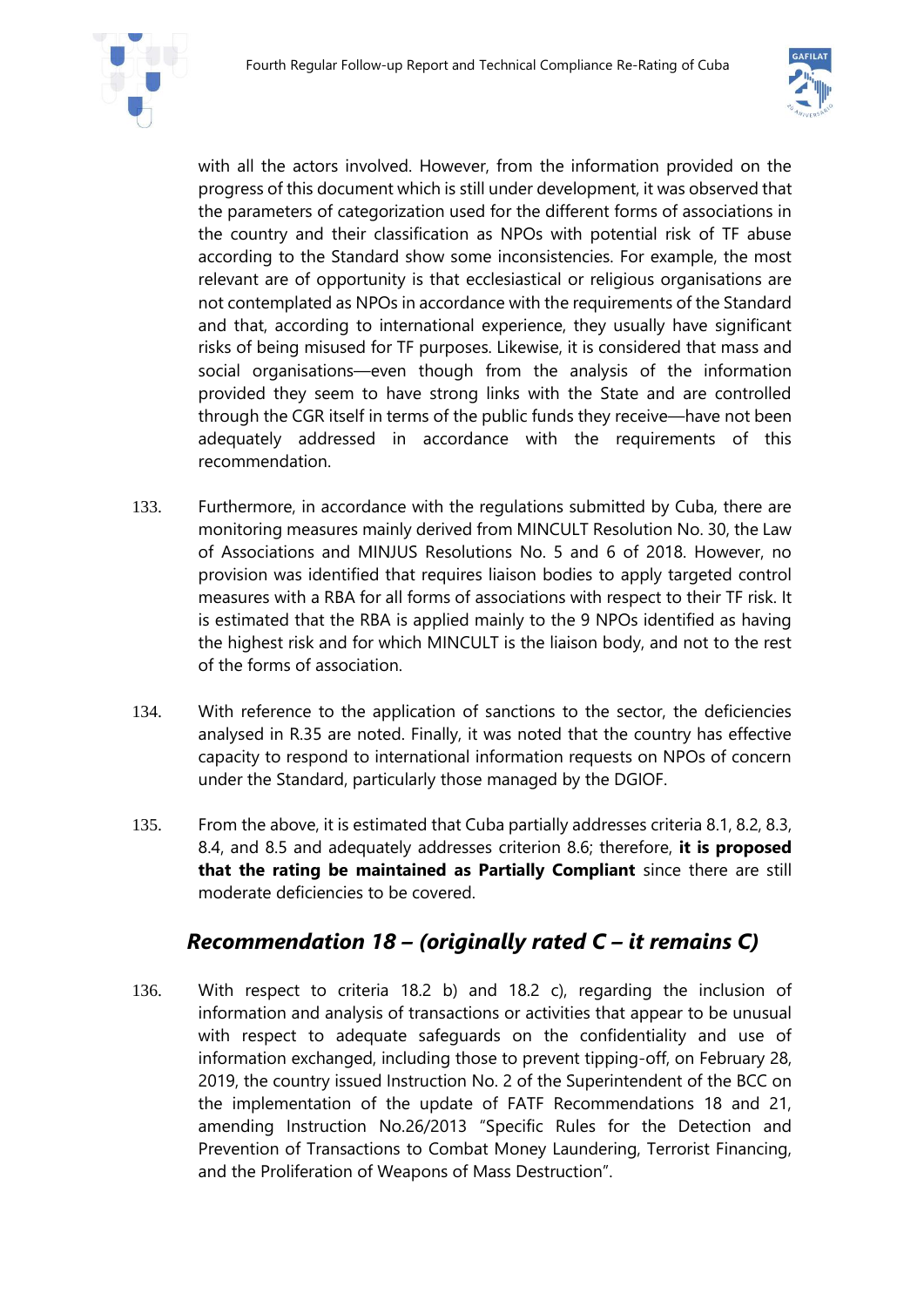with all the actors involved. However, from the information provided on the progress of this document which is still under development, it was observed that the parameters of categorization used for the different forms of associations in the country and their classification as NPOs with potential risk of TF abuse according to the Standard show some inconsistencies. For example, the most relevant are of opportunity is that ecclesiastical or religious organisations are not contemplated as NPOs in accordance with the requirements of the Standard and that, according to international experience, they usually have significant risks of being misused for TF purposes. Likewise, it is considered that mass and social organisations—even though from the analysis of the information provided they seem to have strong links with the State and are controlled through the CGR itself in terms of the public funds they receive—have not been adequately addressed in accordance with the requirements of this recommendation.

133. Furthermore, in accordance with the regulations submitted by Cuba, there are monitoring measures mainly derived from MINCULT Resolution No. 30, the Law of Associations and MINJUS Resolutions No. 5 and 6 of 2018. However, no provision was identified that requires liaison bodies to apply targeted control measures with a RBA for all forms of associations with respect to their TF risk. It is estimated that the RBA is applied mainly to the 9 NPOs identified as having the highest risk and for which MINCULT is the liaison body, and not to the rest of the forms of association.

134. With reference to the application of sanctions to the sector, the deficiencies analysed in R.35 are noted. Finally, it was noted that the country has effective capacity to respond to international information requests on NPOs of concern under the Standard, particularly those managed by the DGIOF.

135. From the above, it is estimated that Cuba partially addresses criteria 8.1, 8.2, 8.3, 8.4, and 8.5 and adequately addresses criterion 8.6; therefore, **it is proposed that the rating be maintained as Partially Compliant** since there are still moderate deficiencies to be covered.

## *Recommendation 18 – (originally rated C – it remains C)*

136. With respect to criteria 18.2 b) and 18.2 c), regarding the inclusion of information and analysis of transactions or activities that appear to be unusual with respect to adequate safeguards on the confidentiality and use of information exchanged, including those to prevent tipping-off, on February 28, 2019, the country issued Instruction No. 2 of the Superintendent of the BCC on the implementation of the update of FATF Recommendations 18 and 21, amending Instruction No.26/2013 "Specific Rules for the Detection and Prevention of Transactions to Combat Money Laundering, Terrorist Financing, and the Proliferation of Weapons of Mass Destruction".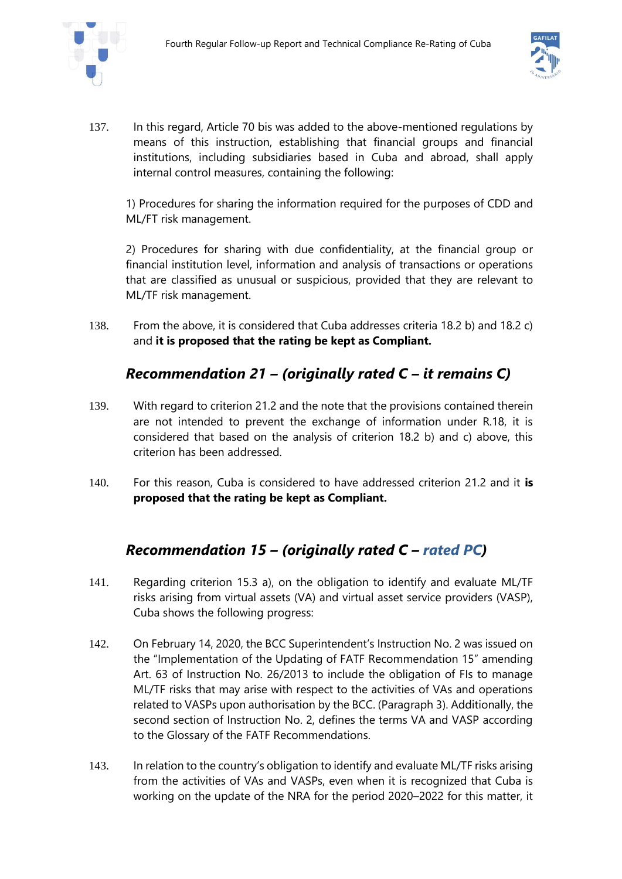137. In this regard, Article 70 bis was added to the above-mentioned regulations by means of this instruction, establishing that financial groups and financial institutions, including subsidiaries based in Cuba and abroad, shall apply internal control measures, containing the following:

1) Procedures for sharing the information required for the purposes of CDD and ML/FT risk management.

2) Procedures for sharing with due confidentiality, at the financial group or financial institution level, information and analysis of transactions or operations that are classified as unusual or suspicious, provided that they are relevant to ML/TF risk management.

138. From the above, it is considered that Cuba addresses criteria 18.2 b) and 18.2 c) and **it is proposed that the rating be kept as Compliant.**

## *Recommendation 21 – (originally rated C – it remains C)*

139. With regard to criterion 21.2 and the note that the provisions contained therein are not intended to prevent the exchange of information under R.18, it is considered that based on the analysis of criterion 18.2 b) and c) above, this criterion has been addressed.

140. For this reason, Cuba is considered to have addressed criterion 21.2 and it **is proposed that the rating be kept as Compliant.**

## *Recommendation 15 – (originally rated C – rated PC)*

141. Regarding criterion 15.3 a), on the obligation to identify and evaluate ML/TF risks arising from virtual assets (VA) and virtual asset service providers (VASP), Cuba shows the following progress:

142. On February 14, 2020, the BCC Superintendent's Instruction No. 2 was issued on the "Implementation of the Updating of FATF Recommendation 15" amending Art. 63 of Instruction No. 26/2013 to include the obligation of FIs to manage ML/TF risks that may arise with respect to the activities of VAs and operations related to VASPs upon authorisation by the BCC. (Paragraph 3). Additionally, the second section of Instruction No. 2, defines the terms VA and VASP according to the Glossary of the FATF Recommendations.

143. In relation to the country's obligation to identify and evaluate ML/TF risks arising from the activities of VAs and VASPs, even when it is recognized that Cuba is working on the update of the NRA for the period 2020–2022 for this matter, it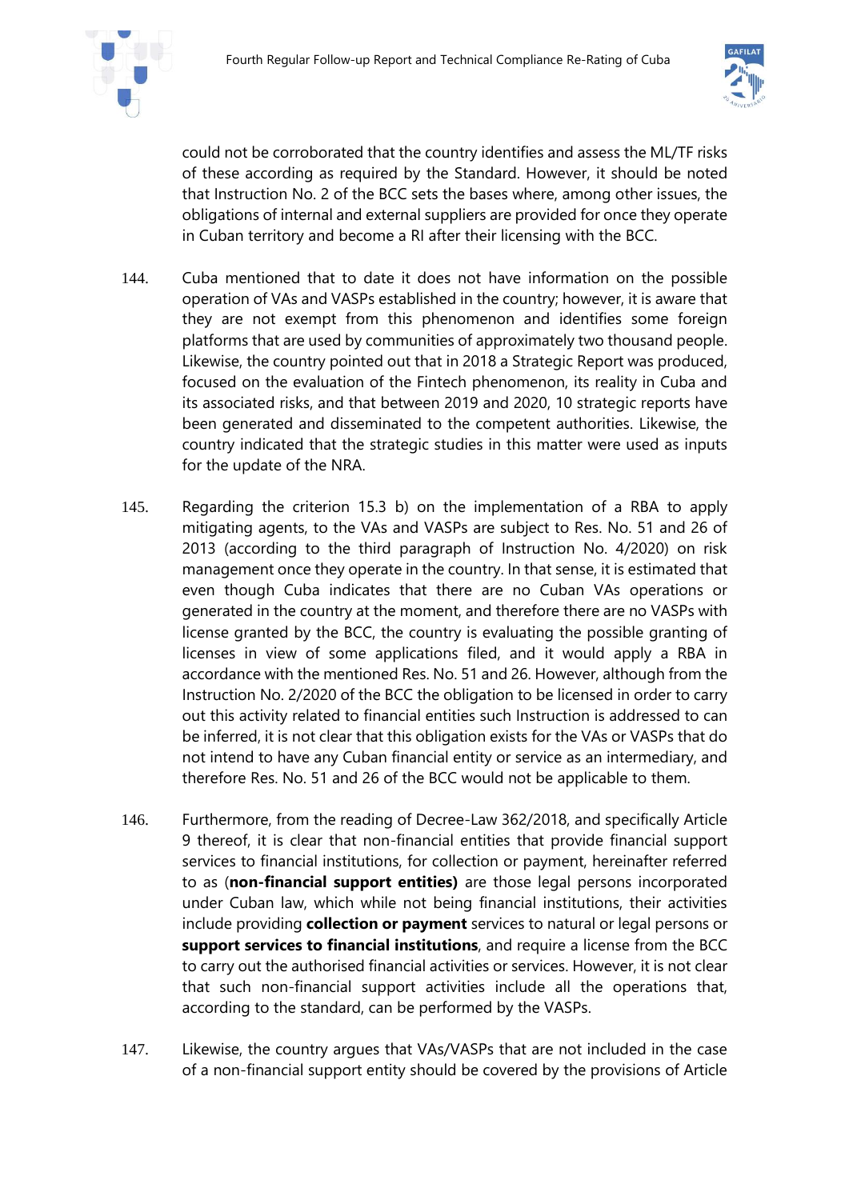could not be corroborated that the country identifies and assess the ML/TF risks of these according as required by the Standard. However, it should be noted that Instruction No. 2 of the BCC sets the bases where, among other issues, the obligations of internal and external suppliers are provided for once they operate in Cuban territory and become a RI after their licensing with the BCC.

144. Cuba mentioned that to date it does not have information on the possible operation of VAs and VASPs established in the country; however, it is aware that they are not exempt from this phenomenon and identifies some foreign platforms that are used by communities of approximately two thousand people. Likewise, the country pointed out that in 2018 a Strategic Report was produced, focused on the evaluation of the Fintech phenomenon, its reality in Cuba and its associated risks, and that between 2019 and 2020, 10 strategic reports have been generated and disseminated to the competent authorities. Likewise, the country indicated that the strategic studies in this matter were used as inputs for the update of the NRA.

145. Regarding the criterion 15.3 b) on the implementation of a RBA to apply mitigating agents, to the VAs and VASPs are subject to Res. No. 51 and 26 of 2013 (according to the third paragraph of Instruction No. 4/2020) on risk management once they operate in the country. In that sense, it is estimated that even though Cuba indicates that there are no Cuban VAs operations or generated in the country at the moment, and therefore there are no VASPs with license granted by the BCC, the country is evaluating the possible granting of licenses in view of some applications filed, and it would apply a RBA in accordance with the mentioned Res. No. 51 and 26. However, although from the Instruction No. 2/2020 of the BCC the obligation to be licensed in order to carry out this activity related to financial entities such Instruction is addressed to can be inferred, it is not clear that this obligation exists for the VAs or VASPs that do not intend to have any Cuban financial entity or service as an intermediary, and therefore Res. No. 51 and 26 of the BCC would not be applicable to them.

146. Furthermore, from the reading of Decree-Law 362/2018, and specifically Article 9 thereof, it is clear that non-financial entities that provide financial support services to financial institutions, for collection or payment, hereinafter referred to as (**non-financial support entities)** are those legal persons incorporated under Cuban law, which while not being financial institutions, their activities include providing **collection or payment** services to natural or legal persons or **support services to financial institutions**, and require a license from the BCC to carry out the authorised financial activities or services. However, it is not clear that such non-financial support activities include all the operations that, according to the standard, can be performed by the VASPs.

147. Likewise, the country argues that VAs/VASPs that are not included in the case of a non-financial support entity should be covered by the provisions of Article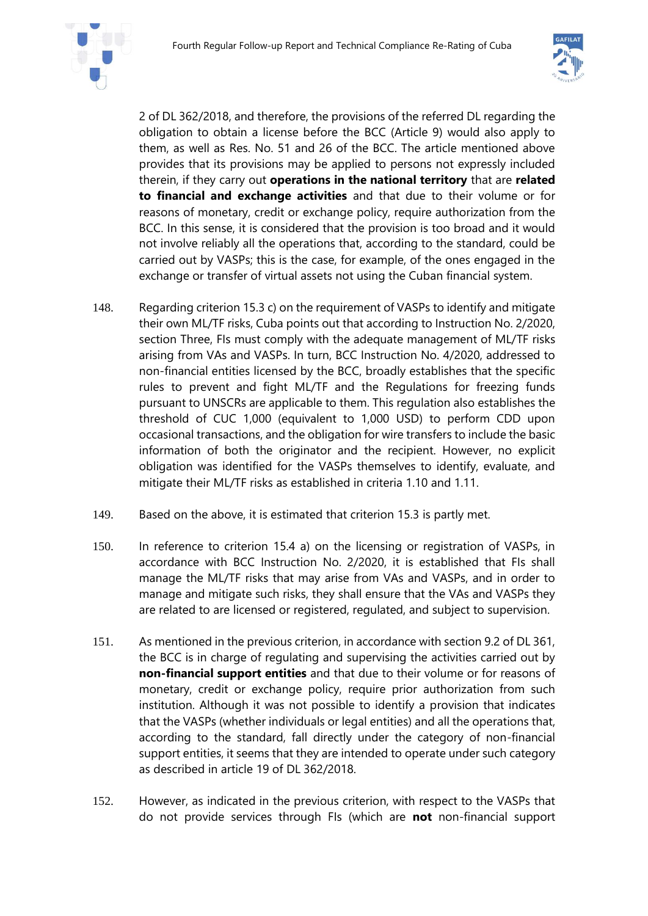2 of DL 362/2018, and therefore, the provisions of the referred DL regarding the obligation to obtain a license before the BCC (Article 9) would also apply to them, as well as Res. No. 51 and 26 of the BCC. The article mentioned above provides that its provisions may be applied to persons not expressly included therein, if they carry out **operations in the national territory** that are **related to financial and exchange activities** and that due to their volume or for reasons of monetary, credit or exchange policy, require authorization from the BCC. In this sense, it is considered that the provision is too broad and it would not involve reliably all the operations that, according to the standard, could be carried out by VASPs; this is the case, for example, of the ones engaged in the exchange or transfer of virtual assets not using the Cuban financial system.

148. Regarding criterion 15.3 c) on the requirement of VASPs to identify and mitigate their own ML/TF risks, Cuba points out that according to Instruction No. 2/2020, section Three, FIs must comply with the adequate management of ML/TF risks arising from VAs and VASPs. In turn, BCC Instruction No. 4/2020, addressed to non-financial entities licensed by the BCC, broadly establishes that the specific rules to prevent and fight ML/TF and the Regulations for freezing funds pursuant to UNSCRs are applicable to them. This regulation also establishes the threshold of CUC 1,000 (equivalent to 1,000 USD) to perform CDD upon occasional transactions, and the obligation for wire transfers to include the basic information of both the originator and the recipient. However, no explicit obligation was identified for the VASPs themselves to identify, evaluate, and mitigate their ML/TF risks as established in criteria 1.10 and 1.11.

149. Based on the above, it is estimated that criterion 15.3 is partly met.

150. In reference to criterion 15.4 a) on the licensing or registration of VASPs, in accordance with BCC Instruction No. 2/2020, it is established that FIs shall manage the ML/TF risks that may arise from VAs and VASPs, and in order to manage and mitigate such risks, they shall ensure that the VAs and VASPs they are related to are licensed or registered, regulated, and subject to supervision.

151. As mentioned in the previous criterion, in accordance with section 9.2 of DL 361, the BCC is in charge of regulating and supervising the activities carried out by **non-financial support entities** and that due to their volume or for reasons of monetary, credit or exchange policy, require prior authorization from such institution. Although it was not possible to identify a provision that indicates that the VASPs (whether individuals or legal entities) and all the operations that, according to the standard, fall directly under the category of non-financial support entities, it seems that they are intended to operate under such category as described in article 19 of DL 362/2018.

152. However, as indicated in the previous criterion, with respect to the VASPs that do not provide services through FIs (which are **not** non-financial support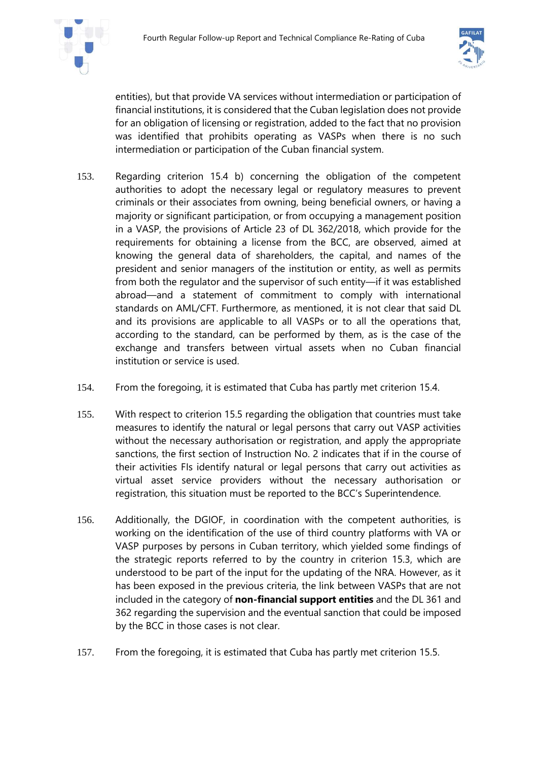entities), but that provide VA services without intermediation or participation of financial institutions, it is considered that the Cuban legislation does not provide for an obligation of licensing or registration, added to the fact that no provision was identified that prohibits operating as VASPs when there is no such intermediation or participation of the Cuban financial system.

153. Regarding criterion 15.4 b) concerning the obligation of the competent authorities to adopt the necessary legal or regulatory measures to prevent criminals or their associates from owning, being beneficial owners, or having a majority or significant participation, or from occupying a management position in a VASP, the provisions of Article 23 of DL 362/2018, which provide for the requirements for obtaining a license from the BCC, are observed, aimed at knowing the general data of shareholders, the capital, and names of the president and senior managers of the institution or entity, as well as permits from both the regulator and the supervisor of such entity—if it was established abroad—and a statement of commitment to comply with international standards on AML/CFT. Furthermore, as mentioned, it is not clear that said DL and its provisions are applicable to all VASPs or to all the operations that, according to the standard, can be performed by them, as is the case of the exchange and transfers between virtual assets when no Cuban financial institution or service is used.

154. From the foregoing, it is estimated that Cuba has partly met criterion 15.4.

155. With respect to criterion 15.5 regarding the obligation that countries must take measures to identify the natural or legal persons that carry out VASP activities without the necessary authorisation or registration, and apply the appropriate sanctions, the first section of Instruction No. 2 indicates that if in the course of their activities FIs identify natural or legal persons that carry out activities as virtual asset service providers without the necessary authorisation or registration, this situation must be reported to the BCC's Superintendence.

156. Additionally, the DGIOF, in coordination with the competent authorities, is working on the identification of the use of third country platforms with VA or VASP purposes by persons in Cuban territory, which yielded some findings of the strategic reports referred to by the country in criterion 15.3, which are understood to be part of the input for the updating of the NRA. However, as it has been exposed in the previous criteria, the link between VASPs that are not included in the category of **non-financial support entities** and the DL 361 and 362 regarding the supervision and the eventual sanction that could be imposed by the BCC in those cases is not clear.

157. From the foregoing, it is estimated that Cuba has partly met criterion 15.5.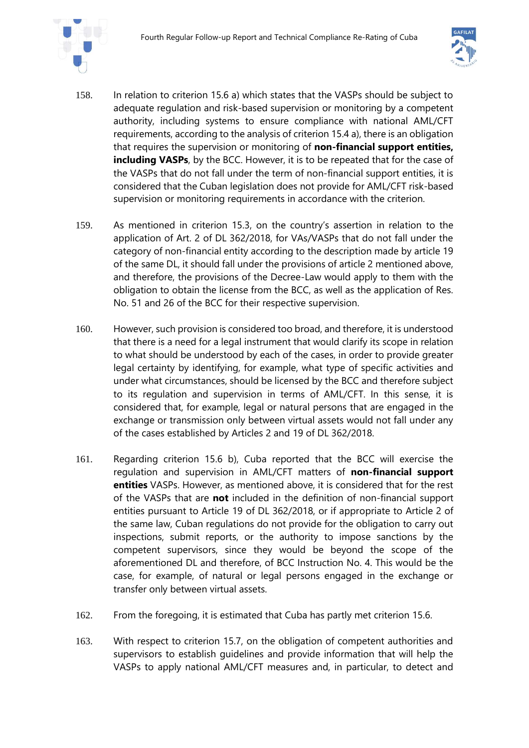158. In relation to criterion 15.6 a) which states that the VASPs should be subject to adequate regulation and risk-based supervision or monitoring by a competent authority, including systems to ensure compliance with national AML/CFT requirements, according to the analysis of criterion 15.4 a), there is an obligation that requires the supervision or monitoring of **non-financial support entities, including VASPs**, by the BCC. However, it is to be repeated that for the case of the VASPs that do not fall under the term of non-financial support entities, it is considered that the Cuban legislation does not provide for AML/CFT risk-based supervision or monitoring requirements in accordance with the criterion.

159. As mentioned in criterion 15.3, on the country's assertion in relation to the application of Art. 2 of DL 362/2018, for VAs/VASPs that do not fall under the category of non-financial entity according to the description made by article 19 of the same DL, it should fall under the provisions of article 2 mentioned above, and therefore, the provisions of the Decree-Law would apply to them with the obligation to obtain the license from the BCC, as well as the application of Res. No. 51 and 26 of the BCC for their respective supervision.

160. However, such provision is considered too broad, and therefore, it is understood that there is a need for a legal instrument that would clarify its scope in relation to what should be understood by each of the cases, in order to provide greater legal certainty by identifying, for example, what type of specific activities and under what circumstances, should be licensed by the BCC and therefore subject to its regulation and supervision in terms of AML/CFT. In this sense, it is considered that, for example, legal or natural persons that are engaged in the exchange or transmission only between virtual assets would not fall under any of the cases established by Articles 2 and 19 of DL 362/2018.

161. Regarding criterion 15.6 b), Cuba reported that the BCC will exercise the regulation and supervision in AML/CFT matters of **non-financial support entities** VASPs. However, as mentioned above, it is considered that for the rest of the VASPs that are **not** included in the definition of non-financial support entities pursuant to Article 19 of DL 362/2018, or if appropriate to Article 2 of the same law, Cuban regulations do not provide for the obligation to carry out inspections, submit reports, or the authority to impose sanctions by the competent supervisors, since they would be beyond the scope of the aforementioned DL and therefore, of BCC Instruction No. 4. This would be the case, for example, of natural or legal persons engaged in the exchange or transfer only between virtual assets.

162. From the foregoing, it is estimated that Cuba has partly met criterion 15.6.

163. With respect to criterion 15.7, on the obligation of competent authorities and supervisors to establish guidelines and provide information that will help the VASPs to apply national AML/CFT measures and, in particular, to detect and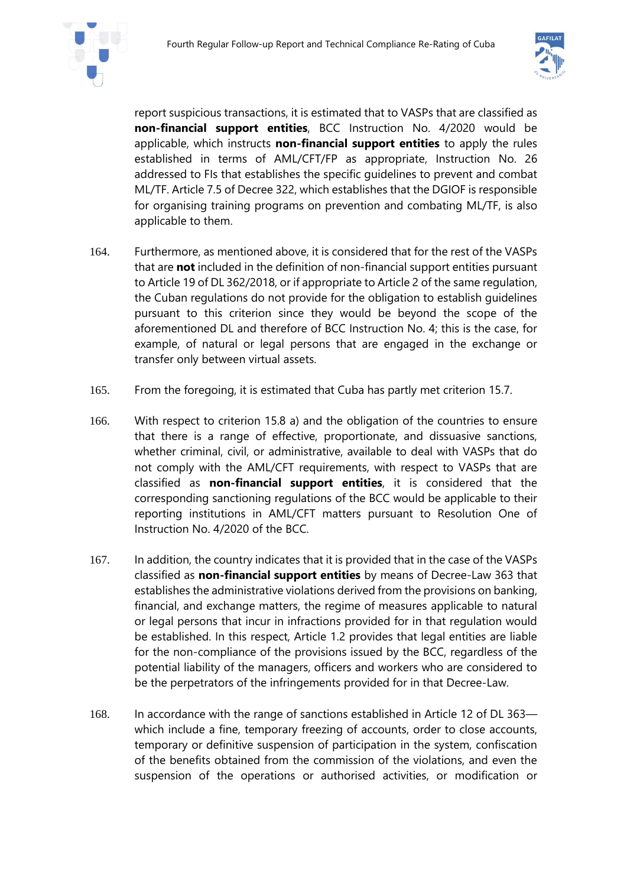report suspicious transactions, it is estimated that to VASPs that are classified as **non-financial support entities**, BCC Instruction No. 4/2020 would be applicable, which instructs **non-financial support entities** to apply the rules established in terms of AML/CFT/FP as appropriate, Instruction No. 26 addressed to FIs that establishes the specific guidelines to prevent and combat ML/TF. Article 7.5 of Decree 322, which establishes that the DGIOF is responsible for organising training programs on prevention and combating ML/TF, is also applicable to them.

164. Furthermore, as mentioned above, it is considered that for the rest of the VASPs that are **not** included in the definition of non-financial support entities pursuant to Article 19 of DL 362/2018, or if appropriate to Article 2 of the same regulation, the Cuban regulations do not provide for the obligation to establish guidelines pursuant to this criterion since they would be beyond the scope of the aforementioned DL and therefore of BCC Instruction No. 4; this is the case, for example, of natural or legal persons that are engaged in the exchange or transfer only between virtual assets.

165. From the foregoing, it is estimated that Cuba has partly met criterion 15.7.

166. With respect to criterion 15.8 a) and the obligation of the countries to ensure that there is a range of effective, proportionate, and dissuasive sanctions, whether criminal, civil, or administrative, available to deal with VASPs that do not comply with the AML/CFT requirements, with respect to VASPs that are classified as **non-financial support entities**, it is considered that the corresponding sanctioning regulations of the BCC would be applicable to their reporting institutions in AML/CFT matters pursuant to Resolution One of Instruction No. 4/2020 of the BCC.

167. In addition, the country indicates that it is provided that in the case of the VASPs classified as **non-financial support entities** by means of Decree-Law 363 that establishes the administrative violations derived from the provisions on banking, financial, and exchange matters, the regime of measures applicable to natural or legal persons that incur in infractions provided for in that regulation would be established. In this respect, Article 1.2 provides that legal entities are liable for the non-compliance of the provisions issued by the BCC, regardless of the potential liability of the managers, officers and workers who are considered to be the perpetrators of the infringements provided for in that Decree-Law.

168. In accordance with the range of sanctions established in Article 12 of DL 363—which include a fine, temporary freezing of accounts, order to close accounts, temporary or definitive suspension of participation in the system, confiscation of the benefits obtained from the commission of the violations, and even the suspension of the operations or authorised activities, or modification or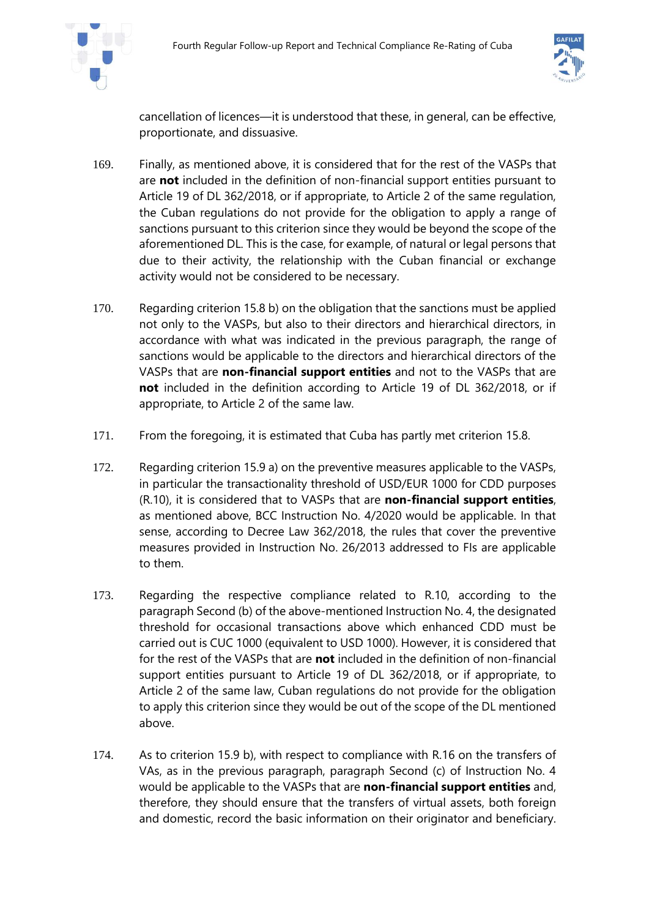cancellation of licences—it is understood that these, in general, can be effective, proportionate, and dissuasive.

169. Finally, as mentioned above, it is considered that for the rest of the VASPs that are **not** included in the definition of non-financial support entities pursuant to Article 19 of DL 362/2018, or if appropriate, to Article 2 of the same regulation, the Cuban regulations do not provide for the obligation to apply a range of sanctions pursuant to this criterion since they would be beyond the scope of the aforementioned DL. This is the case, for example, of natural or legal persons that due to their activity, the relationship with the Cuban financial or exchange activity would not be considered to be necessary.

170. Regarding criterion 15.8 b) on the obligation that the sanctions must be applied not only to the VASPs, but also to their directors and hierarchical directors, in accordance with what was indicated in the previous paragraph, the range of sanctions would be applicable to the directors and hierarchical directors of the VASPs that are **non-financial support entities** and not to the VASPs that are **not** included in the definition according to Article 19 of DL 362/2018, or if appropriate, to Article 2 of the same law.

171. From the foregoing, it is estimated that Cuba has partly met criterion 15.8.

172. Regarding criterion 15.9 a) on the preventive measures applicable to the VASPs, in particular the transactionality threshold of USD/EUR 1000 for CDD purposes (R.10), it is considered that to VASPs that are **non-financial support entities**, as mentioned above, BCC Instruction No. 4/2020 would be applicable. In that sense, according to Decree Law 362/2018, the rules that cover the preventive measures provided in Instruction No. 26/2013 addressed to FIs are applicable to them.

173. Regarding the respective compliance related to R.10, according to the paragraph Second (b) of the above-mentioned Instruction No. 4, the designated threshold for occasional transactions above which enhanced CDD must be carried out is CUC 1000 (equivalent to USD 1000). However, it is considered that for the rest of the VASPs that are **not** included in the definition of non-financial support entities pursuant to Article 19 of DL 362/2018, or if appropriate, to Article 2 of the same law, Cuban regulations do not provide for the obligation to apply this criterion since they would be out of the scope of the DL mentioned above.

174. As to criterion 15.9 b), with respect to compliance with R.16 on the transfers of VAs, as in the previous paragraph, paragraph Second (c) of Instruction No. 4 would be applicable to the VASPs that are **non-financial support entities** and, therefore, they should ensure that the transfers of virtual assets, both foreign and domestic, record the basic information on their originator and beneficiary.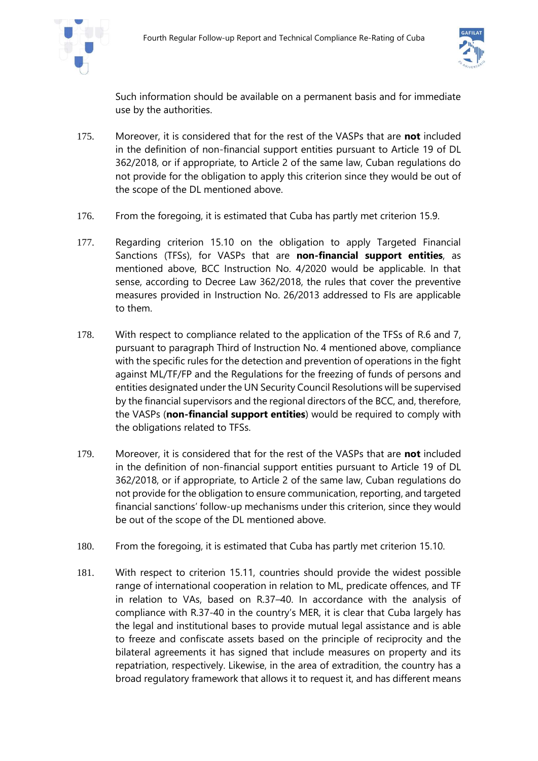Such information should be available on a permanent basis and for immediate use by the authorities.

175. Moreover, it is considered that for the rest of the VASPs that are **not** included in the definition of non-financial support entities pursuant to Article 19 of DL 362/2018, or if appropriate, to Article 2 of the same law, Cuban regulations do not provide for the obligation to apply this criterion since they would be out of the scope of the DL mentioned above.

176. From the foregoing, it is estimated that Cuba has partly met criterion 15.9.

177. Regarding criterion 15.10 on the obligation to apply Targeted Financial Sanctions (TFSs), for VASPs that are **non-financial support entities**, as mentioned above, BCC Instruction No. 4/2020 would be applicable. In that sense, according to Decree Law 362/2018, the rules that cover the preventive measures provided in Instruction No. 26/2013 addressed to FIs are applicable to them.

178. With respect to compliance related to the application of the TFSs of R.6 and 7, pursuant to paragraph Third of Instruction No. 4 mentioned above, compliance with the specific rules for the detection and prevention of operations in the fight against ML/TF/FP and the Regulations for the freezing of funds of persons and entities designated under the UN Security Council Resolutions will be supervised by the financial supervisors and the regional directors of the BCC, and, therefore, the VASPs (**non-financial support entities**) would be required to comply with the obligations related to TFSs.

179. Moreover, it is considered that for the rest of the VASPs that are **not** included in the definition of non-financial support entities pursuant to Article 19 of DL 362/2018, or if appropriate, to Article 2 of the same law, Cuban regulations do not provide for the obligation to ensure communication, reporting, and targeted financial sanctions' follow-up mechanisms under this criterion, since they would be out of the scope of the DL mentioned above.

180. From the foregoing, it is estimated that Cuba has partly met criterion 15.10.

181. With respect to criterion 15.11, countries should provide the widest possible range of international cooperation in relation to ML, predicate offences, and TF in relation to VAs, based on R.37–40. In accordance with the analysis of compliance with R.37-40 in the country's MER, it is clear that Cuba largely has the legal and institutional bases to provide mutual legal assistance and is able to freeze and confiscate assets based on the principle of reciprocity and the bilateral agreements it has signed that include measures on property and its repatriation, respectively. Likewise, in the area of extradition, the country has a broad regulatory framework that allows it to request it, and has different means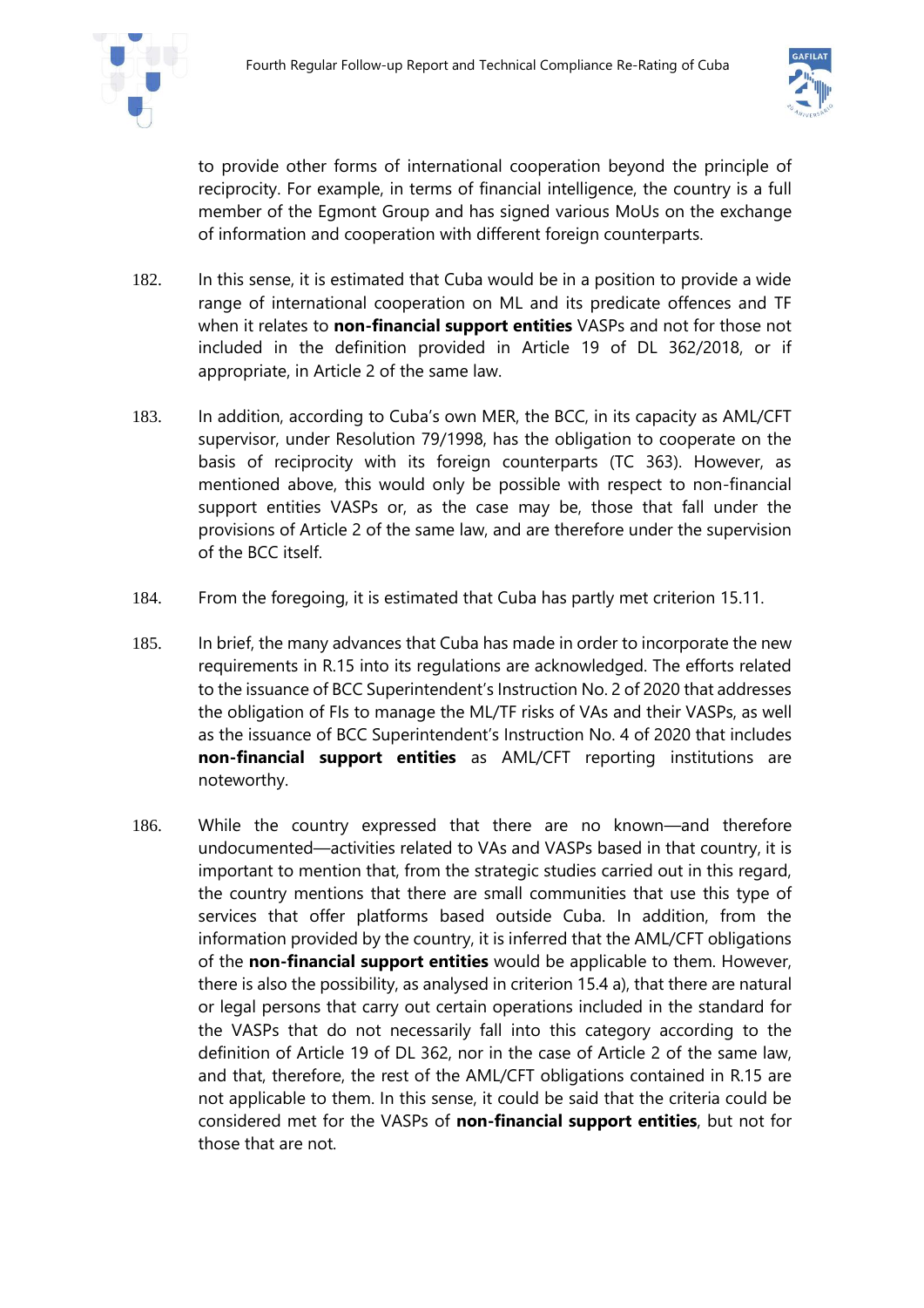to provide other forms of international cooperation beyond the principle of reciprocity. For example, in terms of financial intelligence, the country is a full member of the Egmont Group and has signed various MoUs on the exchange of information and cooperation with different foreign counterparts.

182. In this sense, it is estimated that Cuba would be in a position to provide a wide range of international cooperation on ML and its predicate offences and TF when it relates to **non-financial support entities** VASPs and not for those not included in the definition provided in Article 19 of DL 362/2018, or if appropriate, in Article 2 of the same law.

183. In addition, according to Cuba's own MER, the BCC, in its capacity as AML/CFT supervisor, under Resolution 79/1998, has the obligation to cooperate on the basis of reciprocity with its foreign counterparts (TC 363). However, as mentioned above, this would only be possible with respect to non-financial support entities VASPs or, as the case may be, those that fall under the provisions of Article 2 of the same law, and are therefore under the supervision of the BCC itself.

184. From the foregoing, it is estimated that Cuba has partly met criterion 15.11.

185. In brief, the many advances that Cuba has made in order to incorporate the new requirements in R.15 into its regulations are acknowledged. The efforts related to the issuance of BCC Superintendent's Instruction No. 2 of 2020 that addresses the obligation of FIs to manage the ML/TF risks of VAs and their VASPs, as well as the issuance of BCC Superintendent's Instruction No. 4 of 2020 that includes **non-financial support entities** as AML/CFT reporting institutions are noteworthy.

186. While the country expressed that there are no known—and therefore undocumented—activities related to VAs and VASPs based in that country, it is important to mention that, from the strategic studies carried out in this regard, the country mentions that there are small communities that use this type of services that offer platforms based outside Cuba. In addition, from the information provided by the country, it is inferred that the AML/CFT obligations of the **non-financial support entities** would be applicable to them. However, there is also the possibility, as analysed in criterion 15.4 a), that there are natural or legal persons that carry out certain operations included in the standard for the VASPs that do not necessarily fall into this category according to the definition of Article 19 of DL 362, nor in the case of Article 2 of the same law, and that, therefore, the rest of the AML/CFT obligations contained in R.15 are not applicable to them. In this sense, it could be said that the criteria could be considered met for the VASPs of **non-financial support entities**, but not for those that are not.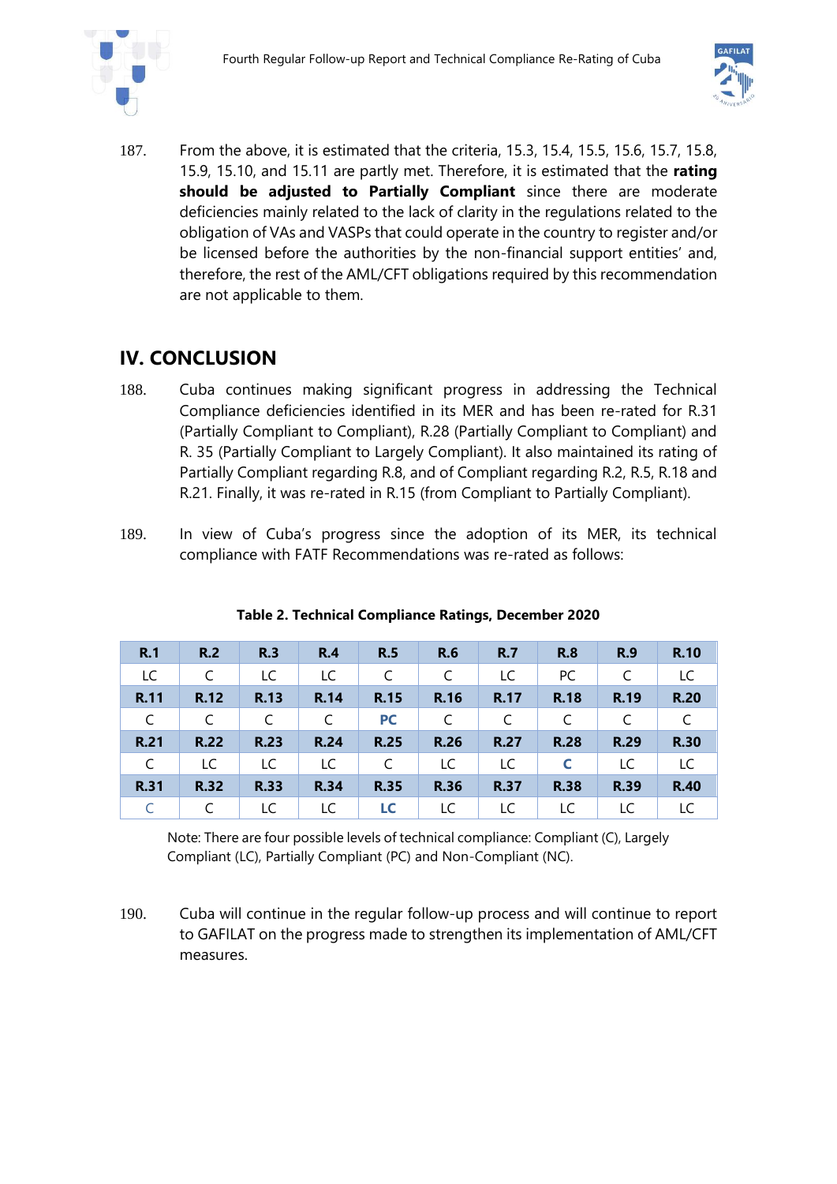187. From the above, it is estimated that the criteria, 15.3, 15.4, 15.5, 15.6, 15.7, 15.8, 15.9, 15.10, and 15.11 are partly met. Therefore, it is estimated that the **rating should be adjusted to Partially Compliant** since there are moderate deficiencies mainly related to the lack of clarity in the regulations related to the obligation of VAs and VASPs that could operate in the country to register and/or be licensed before the authorities by the non-financial support entities' and, therefore, the rest of the AML/CFT obligations required by this recommendation are not applicable to them.

## IV. CONCLUSION

188. Cuba continues making significant progress in addressing the Technical Compliance deficiencies identified in its MER and has been re-rated for R.31 (Partially Compliant to Compliant), R.28 (Partially Compliant to Compliant) and R. 35 (Partially Compliant to Largely Compliant). It also maintained its rating of Partially Compliant regarding R.8, and of Compliant regarding R.2, R.5, R.18 and R.21. Finally, it was re-rated in R.15 (from Compliant to Partially Compliant).

189. In view of Cuba's progress since the adoption of its MER, its technical compliance with FATF Recommendations was re-rated as follows:

**Table 2. Technical Compliance Ratings, December 2020**

| R.1 | R.2 | R.3 | R.4 | R.5 | R.6 | R.7 | R.8 | R.9 | R.10 |
|---|---|---|---|---|---|---|---|---|---|
| LC | C | LC | LC | C | C | LC | PC | C | LC |
| **R.11** | **R.12** | **R.13** | **R.14** | **R.15** | **R.16** | **R.17** | **R.18** | **R.19** | **R.20** |
| C | C | C | C | **PC** | C | C | C | C | C |
| **R.21** | **R.22** | **R.23** | **R.24** | **R.25** | **R.26** | **R.27** | **R.28** | **R.29** | **R.30** |
| C | LC | LC | LC | C | LC | LC | **C** | LC | LC |
| **R.31** | **R.32** | **R.33** | **R.34** | **R.35** | **R.36** | **R.37** | **R.38** | **R.39** | **R.40** |
| C | C | LC | LC | **LC** | LC | LC | LC | LC | LC |

Note: There are four possible levels of technical compliance: Compliant (C), Largely Compliant (LC), Partially Compliant (PC) and Non-Compliant (NC).

190. Cuba will continue in the regular follow-up process and will continue to report to GAFILAT on the progress made to strengthen its implementation of AML/CFT measures.